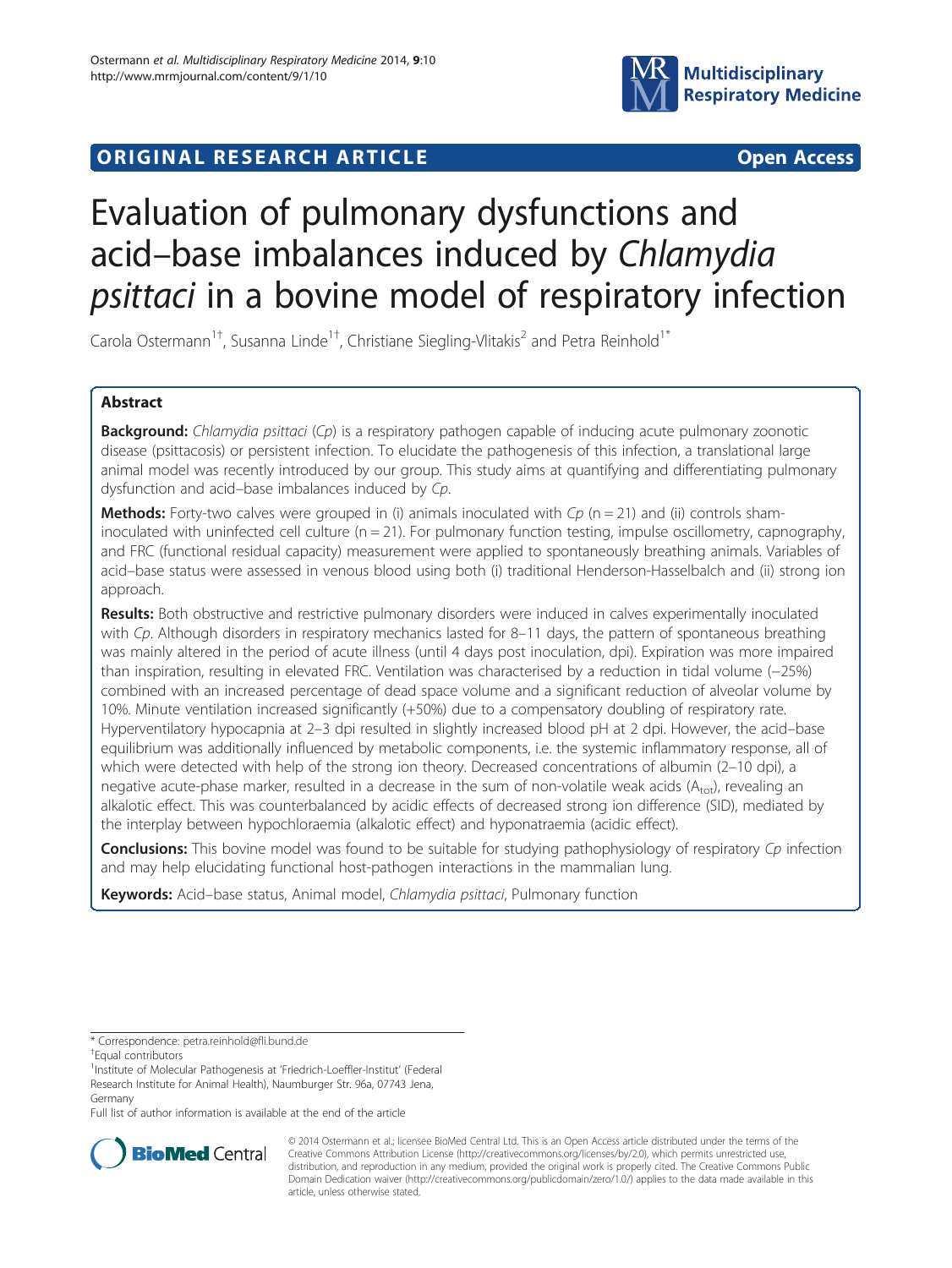ORIGINAL RESEARCH ARTICLE **Open Access**

# Evaluation of pulmonary dysfunctions and acid–base imbalances induced by *Chlamydia psittaci* in a bovine model of respiratory infection

Carola Ostermann[1†], Susanna Linde[1†], Christiane Siegling-Vlitakis[2] and Petra Reinhold[1*]

## Abstract

**Background:** *Chlamydia psittaci* (*Cp*) is a respiratory pathogen capable of inducing acute pulmonary zoonotic disease (psittacosis) or persistent infection. To elucidate the pathogenesis of this infection, a translational large animal model was recently introduced by our group. This study aims at quantifying and differentiating pulmonary dysfunction and acid–base imbalances induced by *Cp*.

**Methods:** Forty-two calves were grouped in (i) animals inoculated with *Cp* (n = 21) and (ii) controls sham-inoculated with uninfected cell culture (n = 21). For pulmonary function testing, impulse oscillometry, capnography, and FRC (functional residual capacity) measurement were applied to spontaneously breathing animals. Variables of acid–base status were assessed in venous blood using both (i) traditional Henderson-Hasselbalch and (ii) strong ion approach.

**Results:** Both obstructive and restrictive pulmonary disorders were induced in calves experimentally inoculated with *Cp*. Although disorders in respiratory mechanics lasted for 8–11 days, the pattern of spontaneous breathing was mainly altered in the period of acute illness (until 4 days post inoculation, dpi). Expiration was more impaired than inspiration, resulting in elevated FRC. Ventilation was characterised by a reduction in tidal volume (−25%) combined with an increased percentage of dead space volume and a significant reduction of alveolar volume by 10%. Minute ventilation increased significantly (+50%) due to a compensatory doubling of respiratory rate. Hyperventilatory hypocapnia at 2–3 dpi resulted in slightly increased blood pH at 2 dpi. However, the acid–base equilibrium was additionally influenced by metabolic components, i.e. the systemic inflammatory response, all of which were detected with help of the strong ion theory. Decreased concentrations of albumin (2–10 dpi), a negative acute-phase marker, resulted in a decrease in the sum of non-volatile weak acids ($A_{tot}$), revealing an alkalotic effect. This was counterbalanced by acidic effects of decreased strong ion difference (SID), mediated by the interplay between hypochloraemia (alkalotic effect) and hyponatraemia (acidic effect).

**Conclusions:** This bovine model was found to be suitable for studying pathophysiology of respiratory *Cp* infection and may help elucidating functional host-pathogen interactions in the mammalian lung.

**Keywords:** Acid–base status, Animal model, *Chlamydia psittaci*, Pulmonary function

---

\* Correspondence: petra.reinhold@fli.bund.de

†Equal contributors

[1]Institute of Molecular Pathogenesis at 'Friedrich-Loeffler-Institut' (Federal Research Institute for Animal Health), Naumburger Str. 96a, 07743 Jena, Germany

Full list of author information is available at the end of the article

© 2014 Ostermann et al.; licensee BioMed Central Ltd. This is an Open Access article distributed under the terms of the Creative Commons Attribution License (http://creativecommons.org/licenses/by/2.0), which permits unrestricted use, distribution, and reproduction in any medium, provided the original work is properly cited. The Creative Commons Public Domain Dedication waiver (http://creativecommons.org/publicdomain/zero/1.0/) applies to the data made available in this article, unless otherwise stated.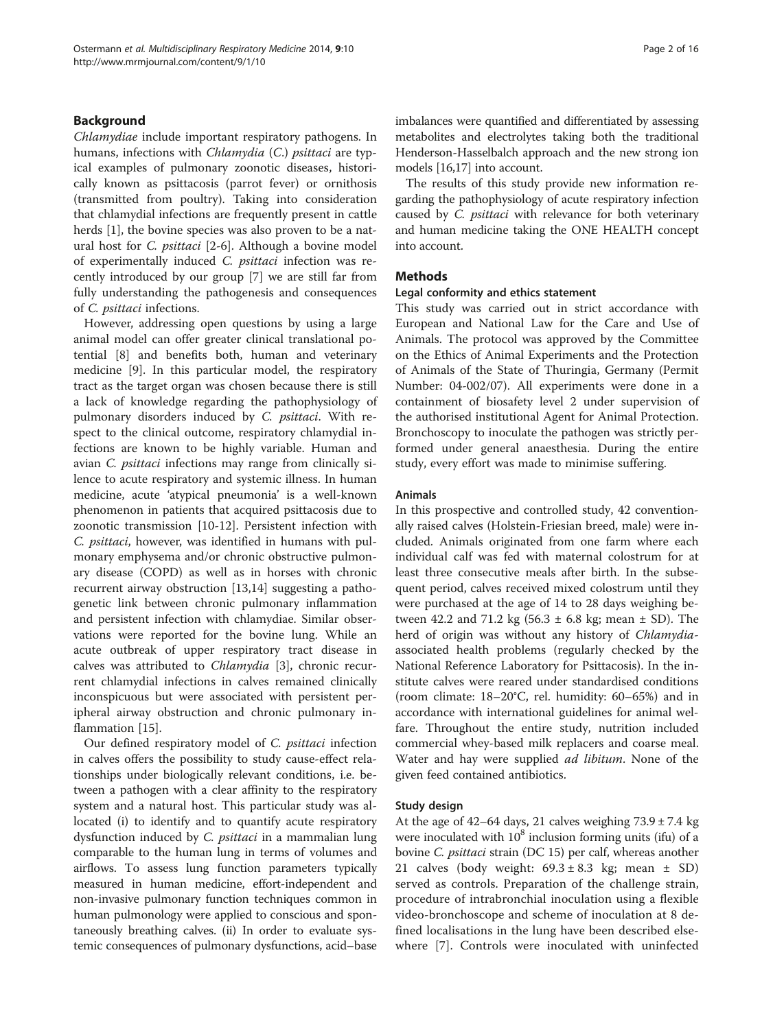## Background

*Chlamydiae* include important respiratory pathogens. In humans, infections with *Chlamydia* (*C.*) *psittaci* are typical examples of pulmonary zoonotic diseases, historically known as psittacosis (parrot fever) or ornithosis (transmitted from poultry). Taking into consideration that chlamydial infections are frequently present in cattle herds [1], the bovine species was also proven to be a natural host for *C. psittaci* [2-6]. Although a bovine model of experimentally induced *C. psittaci* infection was recently introduced by our group [7] we are still far from fully understanding the pathogenesis and consequences of *C. psittaci* infections.

However, addressing open questions by using a large animal model can offer greater clinical translational potential [8] and benefits both, human and veterinary medicine [9]. In this particular model, the respiratory tract as the target organ was chosen because there is still a lack of knowledge regarding the pathophysiology of pulmonary disorders induced by *C. psittaci*. With respect to the clinical outcome, respiratory chlamydial infections are known to be highly variable. Human and avian *C. psittaci* infections may range from clinically silence to acute respiratory and systemic illness. In human medicine, acute 'atypical pneumonia' is a well-known phenomenon in patients that acquired psittacosis due to zoonotic transmission [10-12]. Persistent infection with *C. psittaci*, however, was identified in humans with pulmonary emphysema and/or chronic obstructive pulmonary disease (COPD) as well as in horses with chronic recurrent airway obstruction [13,14] suggesting a pathogenetic link between chronic pulmonary inflammation and persistent infection with chlamydiae. Similar observations were reported for the bovine lung. While an acute outbreak of upper respiratory tract disease in calves was attributed to *Chlamydia* [3], chronic recurrent chlamydial infections in calves remained clinically inconspicuous but were associated with persistent peripheral airway obstruction and chronic pulmonary inflammation [15].

Our defined respiratory model of *C. psittaci* infection in calves offers the possibility to study cause-effect relationships under biologically relevant conditions, i.e. between a pathogen with a clear affinity to the respiratory system and a natural host. This particular study was allocated (i) to identify and to quantify acute respiratory dysfunction induced by *C. psittaci* in a mammalian lung comparable to the human lung in terms of volumes and airflows. To assess lung function parameters typically measured in human medicine, effort-independent and non-invasive pulmonary function techniques common in human pulmonology were applied to conscious and spontaneously breathing calves. (ii) In order to evaluate systemic consequences of pulmonary dysfunctions, acid–base imbalances were quantified and differentiated by assessing metabolites and electrolytes taking both the traditional Henderson-Hasselbalch approach and the new strong ion models [16,17] into account.

The results of this study provide new information regarding the pathophysiology of acute respiratory infection caused by *C. psittaci* with relevance for both veterinary and human medicine taking the ONE HEALTH concept into account.

## Methods

### Legal conformity and ethics statement

This study was carried out in strict accordance with European and National Law for the Care and Use of Animals. The protocol was approved by the Committee on the Ethics of Animal Experiments and the Protection of Animals of the State of Thuringia, Germany (Permit Number: 04-002/07). All experiments were done in a containment of biosafety level 2 under supervision of the authorised institutional Agent for Animal Protection. Bronchoscopy to inoculate the pathogen was strictly performed under general anaesthesia. During the entire study, every effort was made to minimise suffering.

### Animals

In this prospective and controlled study, 42 conventionally raised calves (Holstein-Friesian breed, male) were included. Animals originated from one farm where each individual calf was fed with maternal colostrum for at least three consecutive meals after birth. In the subsequent period, calves received mixed colostrum until they were purchased at the age of 14 to 28 days weighing between 42.2 and 71.2 kg (56.3 ± 6.8 kg; mean ± SD). The herd of origin was without any history of *Chlamydia*-associated health problems (regularly checked by the National Reference Laboratory for Psittacosis). In the institute calves were reared under standardised conditions (room climate: 18–20°C, rel. humidity: 60–65%) and in accordance with international guidelines for animal welfare. Throughout the entire study, nutrition included commercial whey-based milk replacers and coarse meal. Water and hay were supplied *ad libitum*. None of the given feed contained antibiotics.

### Study design

At the age of 42–64 days, 21 calves weighing 73.9 ± 7.4 kg were inoculated with $10^8$ inclusion forming units (ifu) of a bovine *C. psittaci* strain (DC 15) per calf, whereas another 21 calves (body weight: 69.3 ± 8.3 kg; mean ± SD) served as controls. Preparation of the challenge strain, procedure of intrabronchial inoculation using a flexible video-bronchoscope and scheme of inoculation at 8 defined localisations in the lung have been described elsewhere [7]. Controls were inoculated with uninfected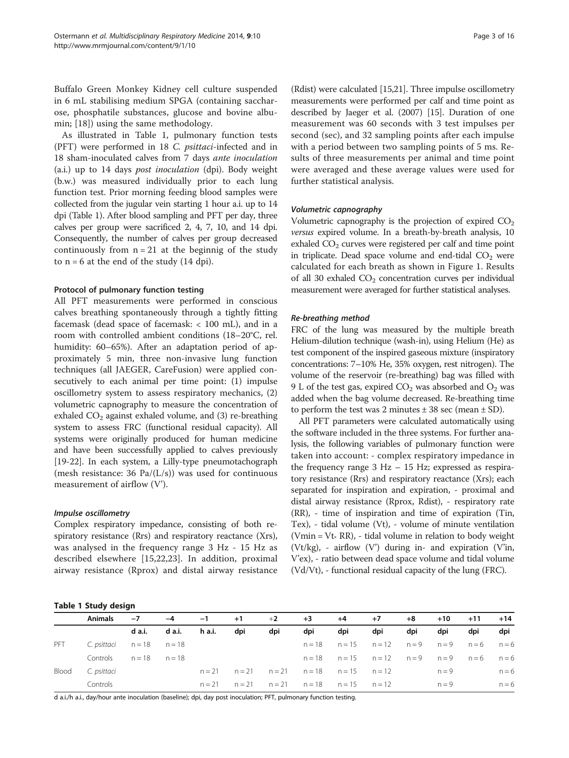Buffalo Green Monkey Kidney cell culture suspended in 6 mL stabilising medium SPGA (containing saccharose, phosphatile substances, glucose and bovine albumin; [18]) using the same methodology.

As illustrated in Table 1, pulmonary function tests (PFT) were performed in 18 *C. psittaci*-infected and in 18 sham-inoculated calves from 7 days *ante inoculation* (a.i.) up to 14 days *post inoculation* (dpi). Body weight (b.w.) was measured individually prior to each lung function test. Prior morning feeding blood samples were collected from the jugular vein starting 1 hour a.i. up to 14 dpi (Table 1). After blood sampling and PFT per day, three calves per group were sacrificed 2, 4, 7, 10, and 14 dpi. Consequently, the number of calves per group decreased continuously from n = 21 at the beginnig of the study to n = 6 at the end of the study (14 dpi).

### Protocol of pulmonary function testing

All PFT measurements were performed in conscious calves breathing spontaneously through a tightly fitting facemask (dead space of facemask: < 100 mL), and in a room with controlled ambient conditions (18–20°C, rel. humidity: 60–65%). After an adaptation period of approximately 5 min, three non-invasive lung function techniques (all JAEGER, CareFusion) were applied consecutively to each animal per time point: (1) impulse oscillometry system to assess respiratory mechanics, (2) volumetric capnography to measure the concentration of exhaled $CO_2$ against exhaled volume, and (3) re-breathing system to assess FRC (functional residual capacity). All systems were originally produced for human medicine and have been successfully applied to calves previously [19-22]. In each system, a Lilly-type pneumotachograph (mesh resistance: 36 Pa/(L/s)) was used for continuous measurement of airflow (V').

#### *Impulse oscillometry*

Complex respiratory impedance, consisting of both respiratory resistance (Rrs) and respiratory reactance (Xrs), was analysed in the frequency range 3 Hz - 15 Hz as described elsewhere [15,22,23]. In addition, proximal airway resistance (Rprox) and distal airway resistance (Rdist) were calculated [15,21]. Three impulse oscillometry measurements were performed per calf and time point as described by Jaeger et al. (2007) [15]. Duration of one measurement was 60 seconds with 3 test impulses per second (sec), and 32 sampling points after each impulse with a period between two sampling points of 5 ms. Results of three measurements per animal and time point were averaged and these average values were used for further statistical analysis.

#### *Volumetric capnography*

Volumetric capnography is the projection of expired $CO_2$ *versus* expired volume. In a breath-by-breath analysis, 10 exhaled $CO_2$ curves were registered per calf and time point in triplicate. Dead space volume and end-tidal $CO_2$ were calculated for each breath as shown in Figure 1. Results of all 30 exhaled $CO_2$ concentration curves per individual measurement were averaged for further statistical analyses.

#### *Re-breathing method*

FRC of the lung was measured by the multiple breath Helium-dilution technique (wash-in), using Helium (He) as test component of the inspired gaseous mixture (inspiratory concentrations: 7–10% He, 35% oxygen, rest nitrogen). The volume of the reservoir (re-breathing) bag was filled with 9 L of the test gas, expired $CO_2$ was absorbed and $O_2$ was added when the bag volume decreased. Re-breathing time to perform the test was 2 minutes ± 38 sec (mean ± SD).

All PFT parameters were calculated automatically using the software included in the three systems. For further analysis, the following variables of pulmonary function were taken into account: - complex respiratory impedance in the frequency range 3 Hz – 15 Hz; expressed as respiratory resistance (Rrs) and respiratory reactance (Xrs); each separated for inspiration and expiration, - proximal and distal airway resistance (Rprox, Rdist), - respiratory rate (RR), - time of inspiration and time of expiration (Tin, Tex), - tidal volume (Vt), - volume of minute ventilation (Vmin = Vt * RR), - tidal volume in relation to body weight (Vt/kg), - airflow (V') during in- and expiration (V'in, V'ex), - ratio between dead space volume and tidal volume (Vd/Vt), - functional residual capacity of the lung (FRC).

**Table 1 Study design**

| | Animals | −7 d a.i. | −4 d a.i. | −1 h a.i. | +1 dpi | +2 dpi | +3 dpi | +4 dpi | +7 dpi | +8 dpi | +10 dpi | +11 dpi | +14 dpi |
|---|---|---|---|---|---|---|---|---|---|---|---|---|---|
| PFT | *C. psittaci* | n = 18 | n = 18 | | | | n = 18 | n = 15 | n = 12 | n = 9 | n = 9 | n = 6 | n = 6 |
| | Controls | n = 18 | n = 18 | | | | n = 18 | n = 15 | n = 12 | n = 9 | n = 9 | n = 6 | n = 6 |
| Blood | *C. psittaci* | | | n = 21 | n = 21 | n = 21 | n = 18 | n = 15 | n = 12 | | n = 9 | | n = 6 |
| | Controls | | | n = 21 | n = 21 | n = 21 | n = 18 | n = 15 | n = 12 | | n = 9 | | n = 6 |

d a.i./h a.i., day/hour ante inoculation (baseline); dpi, day post inoculation; PFT, pulmonary function testing.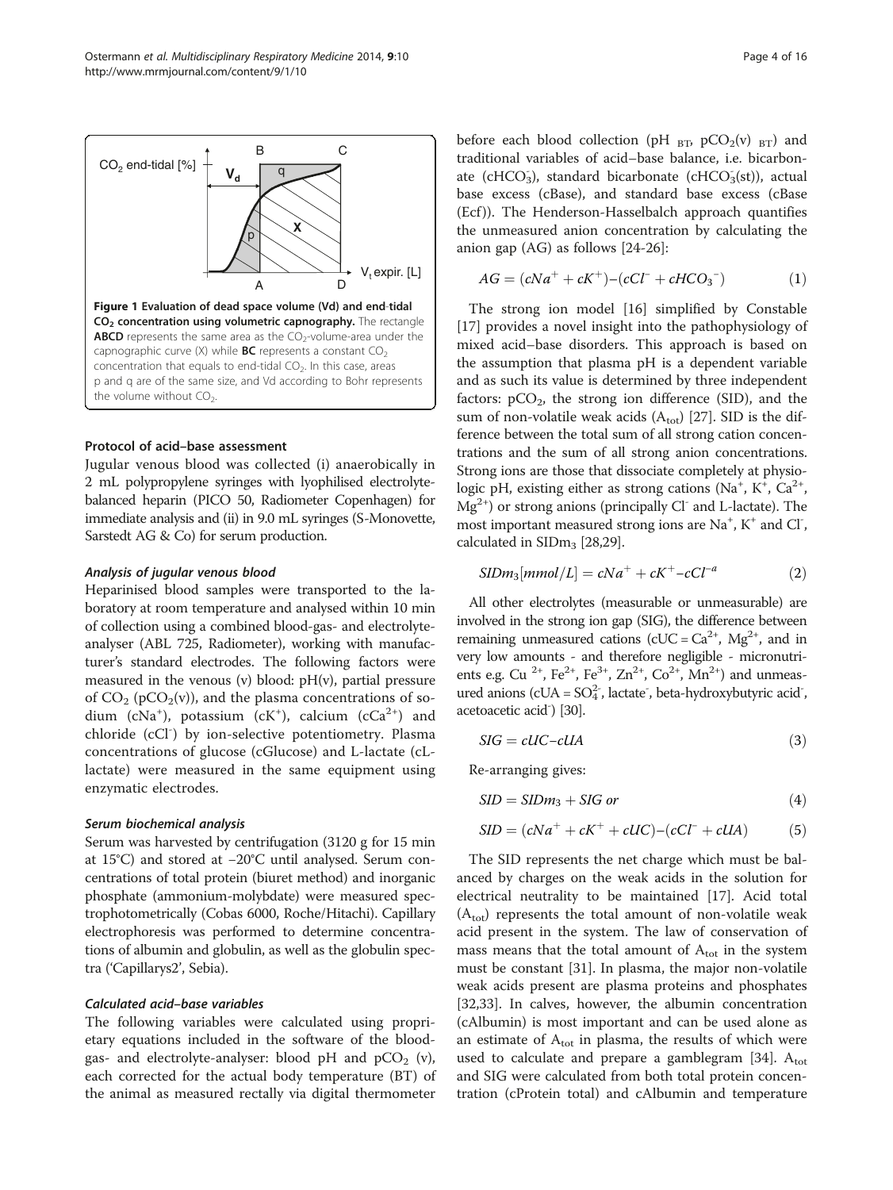Figure 1 Evaluation of dead space volume (Vd) and end-tidal $CO_2$ concentration using volumetric capnography. The rectangle **ABCD** represents the same area as the $CO_2$-volume-area under the capnographic curve (X) while **BC** represents a constant $CO_2$ concentration that equals to end-tidal $CO_2$. In this case, areas p and q are of the same size, and Vd according to Bohr represents the volume without $CO_2$.

### Protocol of acid–base assessment

Jugular venous blood was collected (i) anaerobically in 2 mL polypropylene syringes with lyophilised electrolyte-balanced heparin (PICO 50, Radiometer Copenhagen) for immediate analysis and (ii) in 9.0 mL syringes (S-Monovette, Sarstedt AG & Co) for serum production.

#### *Analysis of jugular venous blood*

Heparinised blood samples were transported to the laboratory at room temperature and analysed within 10 min of collection using a combined blood-gas- and electrolyte-analyser (ABL 725, Radiometer), working with manufacturer's standard electrodes. The following factors were measured in the venous (v) blood: pH(v), partial pressure of $CO_2$ ($pCO_2$(v)), and the plasma concentrations of sodium ($cNa^+$), potassium ($cK^+$), calcium ($cCa^{2+}$) and chloride ($cCl^-$) by ion-selective potentiometry. Plasma concentrations of glucose (cGlucose) and L-lactate (cL-lactate) were measured in the same equipment using enzymatic electrodes.

#### *Serum biochemical analysis*

Serum was harvested by centrifugation (3120 g for 15 min at 15°C) and stored at −20°C until analysed. Serum concentrations of total protein (biuret method) and inorganic phosphate (ammonium-molybdate) were measured spectrophotometrically (Cobas 6000, Roche/Hitachi). Capillary electrophoresis was performed to determine concentrations of albumin and globulin, as well as the globulin spectra ('Capillarys2', Sebia).

#### *Calculated acid–base variables*

The following variables were calculated using proprietary equations included in the software of the blood-gas- and electrolyte-analyser: blood pH and $pCO_2$ (v), each corrected for the actual body temperature (BT) of the animal as measured rectally via digital thermometer before each blood collection ($pH_{BT}$, $pCO_2(v)_{BT}$) and traditional variables of acid–base balance, i.e. bicarbonate ($cHCO_3^-$), standard bicarbonate ($cHCO_3^-$(st)), actual base excess (cBase), and standard base excess (cBase (Ecf)). The Henderson-Hasselbalch approach quantifies the unmeasured anion concentration by calculating the anion gap (AG) as follows [24-26]:

$$AG = (cNa^+ + cK^+) - (cCl^- + cHCO_3^-) \tag{1}$$

The strong ion model [16] simplified by Constable [17] provides a novel insight into the pathophysiology of mixed acid–base disorders. This approach is based on the assumption that plasma pH is a dependent variable and as such its value is determined by three independent factors: $pCO_2$, the strong ion difference (SID), and the sum of non-volatile weak acids ($A_{tot}$) [27]. SID is the difference between the total sum of all strong cation concentrations and the sum of all strong anion concentrations. Strong ions are those that dissociate completely at physiologic pH, existing either as strong cations ($Na^+$, $K^+$, $Ca^{2+}$, $Mg^{2+}$) or strong anions (principally $Cl^-$ and L-lactate). The most important measured strong ions are $Na^+$, $K^+$ and $Cl^-$, calculated in $SIDm_3$ [28,29].

$$SIDm_3[mmol/L] = cNa^+ + cK^+ - cCl^{-a} \tag{2}$$

All other electrolytes (measurable or unmeasurable) are involved in the strong ion gap (SIG), the difference between remaining unmeasured cations (cUC = $Ca^{2+}$, $Mg^{2+}$, and in very low amounts - and therefore negligible - micronutrients e.g. $Cu^{2+}$, $Fe^{2+}$, $Fe^{3+}$, $Zn^{2+}$, $Co^{2+}$, $Mn^{2+}$) and unmeasured anions (cUA = $SO_4^{2-}$, lactate$^-$, beta-hydroxybutyric acid$^-$, acetoacetic acid$^-$) [30].

$$SIG = cUC - cUA \tag{3}$$

Re-arranging gives:

$$SID = SIDm_3 + SIG \text{ or} \tag{4}$$

$$SID = (cNa^+ + cK^+ + cUC) - (cCl^- + cUA) \tag{5}$$

The SID represents the net charge which must be balanced by charges on the weak acids in the solution for electrical neutrality to be maintained [17]. Acid total ($A_{tot}$) represents the total amount of non-volatile weak acid present in the system. The law of conservation of mass means that the total amount of $A_{tot}$ in the system must be constant [31]. In plasma, the major non-volatile weak acids present are plasma proteins and phosphates [32,33]. In calves, however, the albumin concentration (cAlbumin) is most important and can be used alone as an estimate of $A_{tot}$ in plasma, the results of which were used to calculate and prepare a gamblegram [34]. $A_{tot}$ and SIG were calculated from both total protein concentration (cProtein total) and cAlbumin and temperature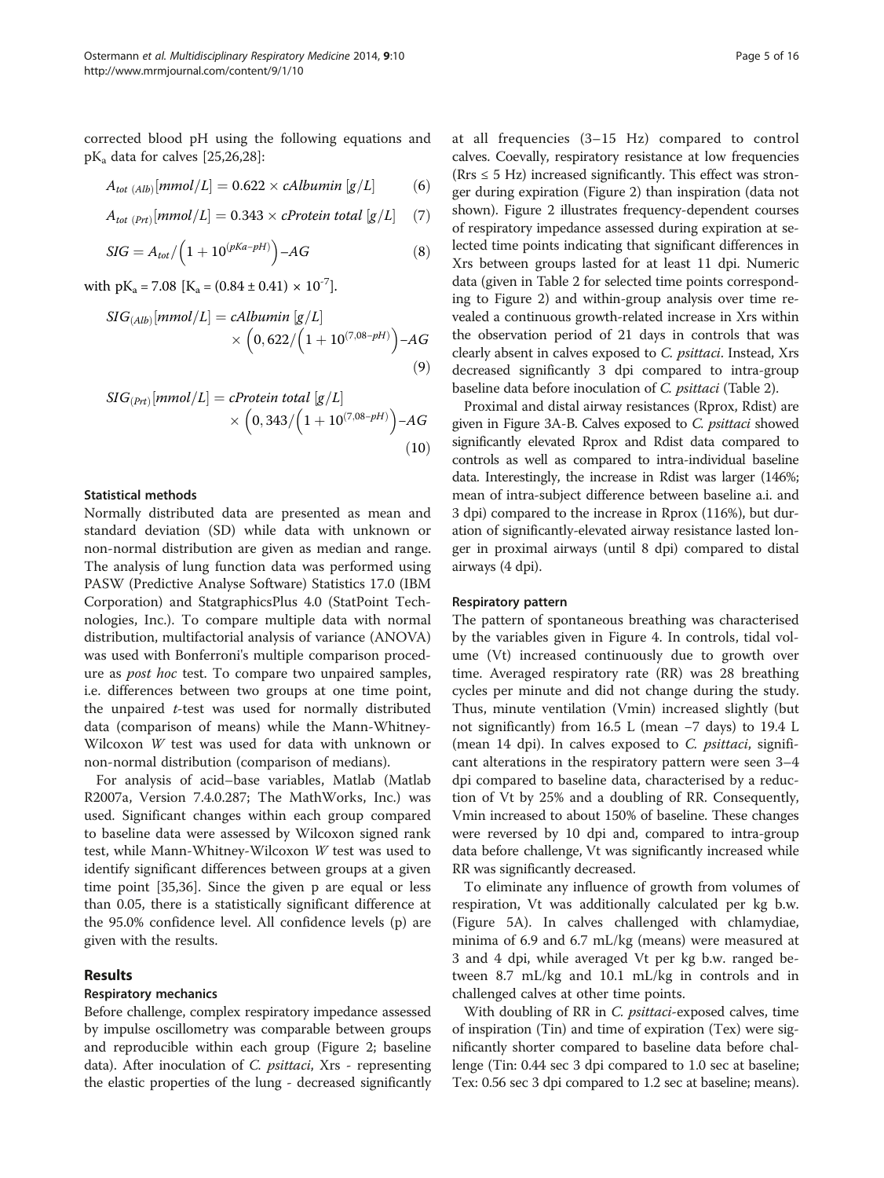corrected blood pH using the following equations and $pK_a$ data for calves [25,26,28]:

$$A_{tot\ (Alb)}[mmol/L] = 0.622 \times cAlbumin\ [g/L] \quad (6)$$

$$A_{tot\ (Prt)}[mmol/L] = 0.343 \times cProtein\ total\ [g/L] \quad (7)$$

$$SIG = A_{tot}/\left(1 + 10^{(pKa-pH)}\right) - AG \quad (8)$$

with $pK_a = 7.08$ [$K_a = (0.84 \pm 0.41) \times 10^{-7}$].

$$SIG_{(Alb)}[mmol/L] = cAlbumin\ [g/L] \times \left(0,622/\left(1 + 10^{(7,08-pH)}\right) - AG\right) \quad (9)$$

$$SIG_{(Prt)}[mmol/L] = cProtein\ total\ [g/L] \times \left(0,343/\left(1 + 10^{(7,08-pH)}\right) - AG\right) \quad (10)$$

### Statistical methods

Normally distributed data are presented as mean and standard deviation (SD) while data with unknown or non-normal distribution are given as median and range. The analysis of lung function data was performed using PASW (Predictive Analyse Software) Statistics 17.0 (IBM Corporation) and StatgraphicsPlus 4.0 (StatPoint Technologies, Inc.). To compare multiple data with normal distribution, multifactorial analysis of variance (ANOVA) was used with Bonferroni's multiple comparison procedure as *post hoc* test. To compare two unpaired samples, i.e. differences between two groups at one time point, the unpaired *t*-test was used for normally distributed data (comparison of means) while the Mann-Whitney-Wilcoxon *W* test was used for data with unknown or non-normal distribution (comparison of medians).

For analysis of acid–base variables, Matlab (Matlab R2007a, Version 7.4.0.287; The MathWorks, Inc.) was used. Significant changes within each group compared to baseline data were assessed by Wilcoxon signed rank test, while Mann-Whitney-Wilcoxon *W* test was used to identify significant differences between groups at a given time point [35,36]. Since the given p are equal or less than 0.05, there is a statistically significant difference at the 95.0% confidence level. All confidence levels (p) are given with the results.

## Results

### Respiratory mechanics

Before challenge, complex respiratory impedance assessed by impulse oscillometry was comparable between groups and reproducible within each group (Figure 2; baseline data). After inoculation of *C. psittaci*, Xrs - representing the elastic properties of the lung - decreased significantly at all frequencies (3–15 Hz) compared to control calves. Coevally, respiratory resistance at low frequencies (Rrs ≤ 5 Hz) increased significantly. This effect was stronger during expiration (Figure 2) than inspiration (data not shown). Figure 2 illustrates frequency-dependent courses of respiratory impedance assessed during expiration at selected time points indicating that significant differences in Xrs between groups lasted for at least 11 dpi. Numeric data (given in Table 2 for selected time points corresponding to Figure 2) and within-group analysis over time revealed a continuous growth-related increase in Xrs within the observation period of 21 days in controls that was clearly absent in calves exposed to *C. psittaci*. Instead, Xrs decreased significantly 3 dpi compared to intra-group baseline data before inoculation of *C. psittaci* (Table 2).

Proximal and distal airway resistances (Rprox, Rdist) are given in Figure 3A-B. Calves exposed to *C. psittaci* showed significantly elevated Rprox and Rdist data compared to controls as well as compared to intra-individual baseline data. Interestingly, the increase in Rdist was larger (146%; mean of intra-subject difference between baseline a.i. and 3 dpi) compared to the increase in Rprox (116%), but duration of significantly-elevated airway resistance lasted longer in proximal airways (until 8 dpi) compared to distal airways (4 dpi).

### Respiratory pattern

The pattern of spontaneous breathing was characterised by the variables given in Figure 4. In controls, tidal volume (Vt) increased continuously due to growth over time. Averaged respiratory rate (RR) was 28 breathing cycles per minute and did not change during the study. Thus, minute ventilation (Vmin) increased slightly (but not significantly) from 16.5 L (mean −7 days) to 19.4 L (mean 14 dpi). In calves exposed to *C. psittaci*, significant alterations in the respiratory pattern were seen 3–4 dpi compared to baseline data, characterised by a reduction of Vt by 25% and a doubling of RR. Consequently, Vmin increased to about 150% of baseline. These changes were reversed by 10 dpi and, compared to intra-group data before challenge, Vt was significantly increased while RR was significantly decreased.

To eliminate any influence of growth from volumes of respiration, Vt was additionally calculated per kg b.w. (Figure 5A). In calves challenged with chlamydiae, minima of 6.9 and 6.7 mL/kg (means) were measured at 3 and 4 dpi, while averaged Vt per kg b.w. ranged between 8.7 mL/kg and 10.1 mL/kg in controls and in challenged calves at other time points.

With doubling of RR in *C. psittaci*-exposed calves, time of inspiration (Tin) and time of expiration (Tex) were significantly shorter compared to baseline data before challenge (Tin: 0.44 sec 3 dpi compared to 1.0 sec at baseline; Tex: 0.56 sec 3 dpi compared to 1.2 sec at baseline; means).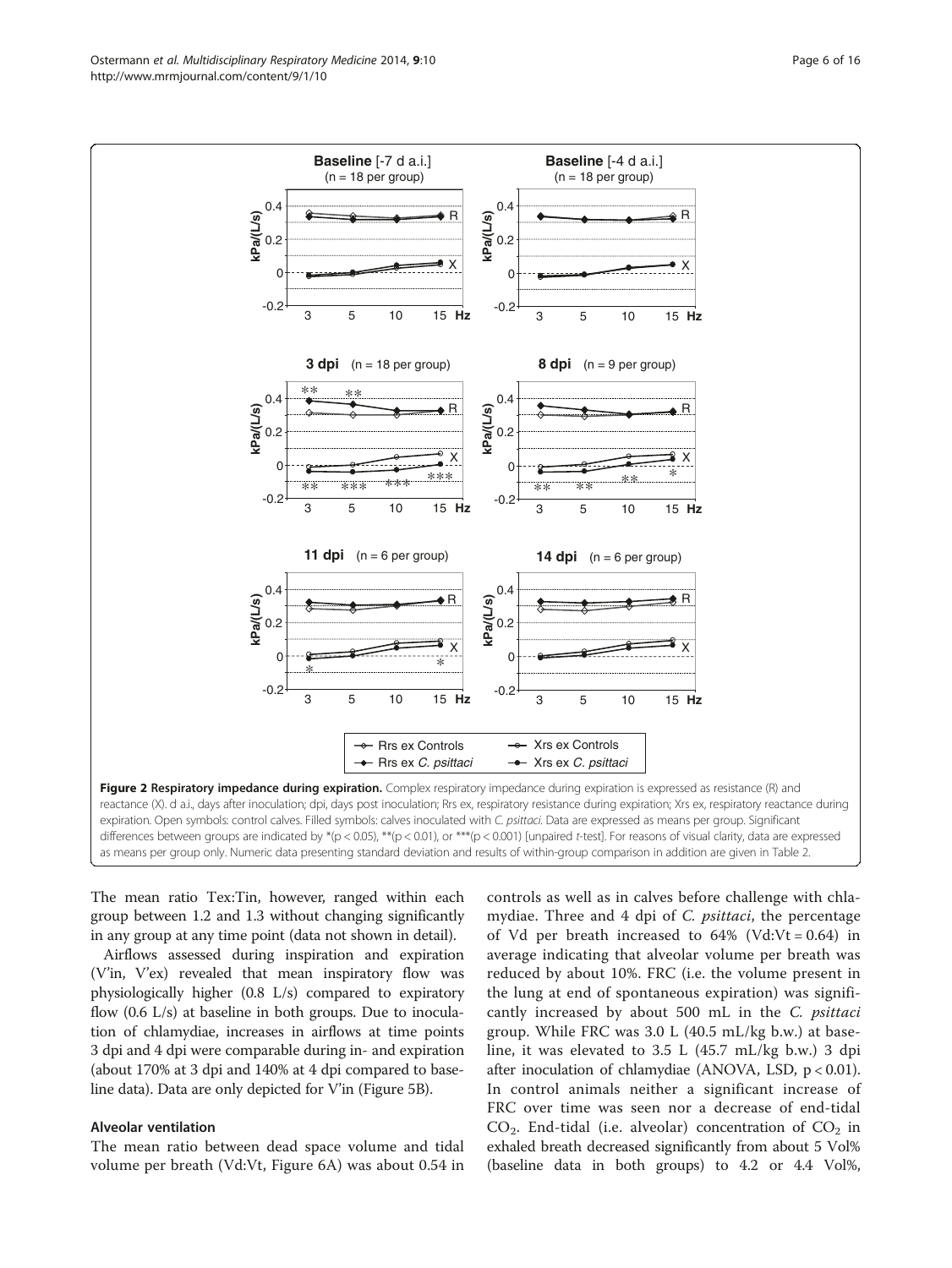**Figure 2 Respiratory impedance during expiration.** Complex respiratory impedance during expiration is expressed as resistance (R) and reactance (X). d a.i., days after inoculation; dpi, days post inoculation; Rrs ex, respiratory resistance during expiration; Xrs ex, respiratory reactance during expiration. Open symbols: control calves. Filled symbols: calves inoculated with *C. psittaci*. Data are expressed as means per group. Significant differences between groups are indicated by *(p < 0.05), **(p < 0.01), or ***(p < 0.001) [unpaired *t*-test]. For reasons of visual clarity, data are expressed as means per group only. Numeric data presenting standard deviation and results of within-group comparison in addition are given in Table 2.

The mean ratio Tex:Tin, however, ranged within each group between 1.2 and 1.3 without changing significantly in any group at any time point (data not shown in detail).

Airflows assessed during inspiration and expiration (V'in, V'ex) revealed that mean inspiratory flow was physiologically higher (0.8 L/s) compared to expiratory flow (0.6 L/s) at baseline in both groups. Due to inoculation of chlamydiae, increases in airflows at time points 3 dpi and 4 dpi were comparable during in- and expiration (about 170% at 3 dpi and 140% at 4 dpi compared to baseline data). Data are only depicted for V'in (Figure 5B).

### Alveolar ventilation

The mean ratio between dead space volume and tidal volume per breath (Vd:Vt, Figure 6A) was about 0.54 in controls as well as in calves before challenge with chlamydiae. Three and 4 dpi of *C. psittaci*, the percentage of Vd per breath increased to 64% (Vd:Vt = 0.64) in average indicating that alveolar volume per breath was reduced by about 10%. FRC (i.e. the volume present in the lung at end of spontaneous expiration) was significantly increased by about 500 mL in the *C. psittaci* group. While FRC was 3.0 L (40.5 mL/kg b.w.) at baseline, it was elevated to 3.5 L (45.7 mL/kg b.w.) 3 dpi after inoculation of chlamydiae (ANOVA, LSD, $p < 0.01$). In control animals neither a significant increase of FRC over time was seen nor a decrease of end-tidal $CO_2$. End-tidal (i.e. alveolar) concentration of $CO_2$ in exhaled breath decreased significantly from about 5 Vol% (baseline data in both groups) to 4.2 or 4.4 Vol%,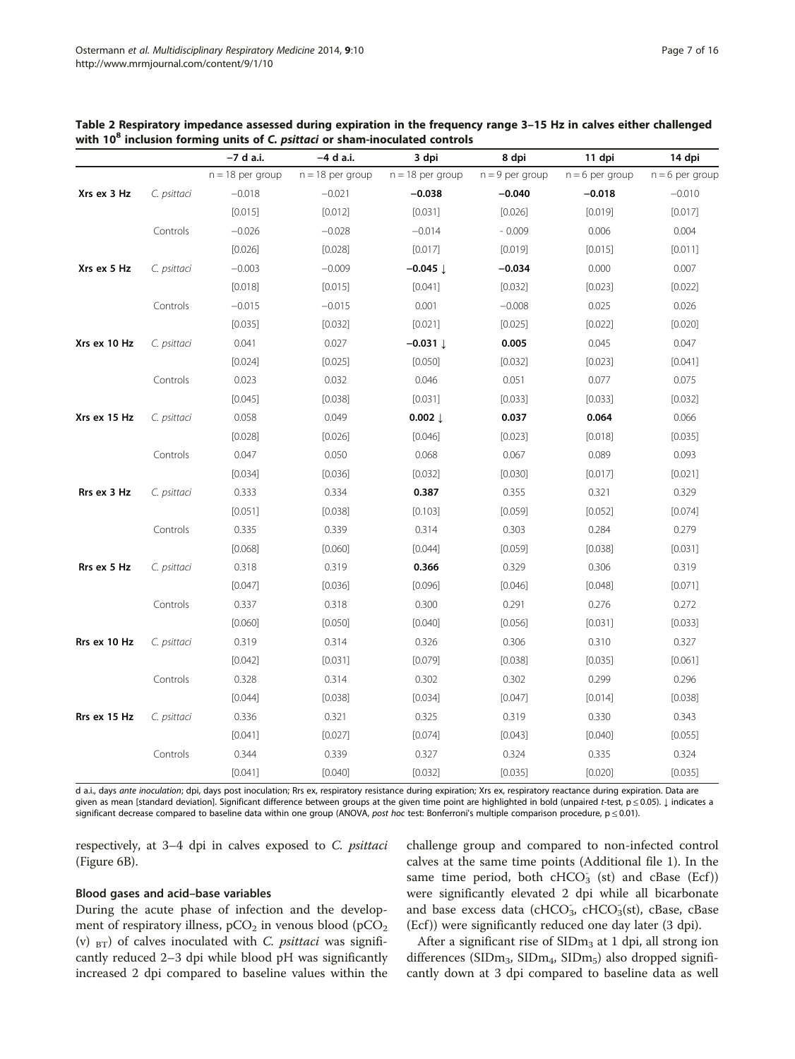**Table 2 Respiratory impedance assessed during expiration in the frequency range 3–15 Hz in calves either challenged with $10^8$ inclusion forming units of *C. psittaci* or sham-inoculated controls**

| | | −7 d a.i. | −4 d a.i. | 3 dpi | 8 dpi | 11 dpi | 14 dpi |
|---|---|---|---|---|---|---|---|
| | | n = 18 per group | n = 18 per group | n = 18 per group | n = 9 per group | n = 6 per group | n = 6 per group |
| **Xrs ex 3 Hz** | *C. psittaci* | −0.018 | −0.021 | **−0.038** | **−0.040** | **−0.018** | −0.010 |
| | | [0.015] | [0.012] | [0.031] | [0.026] | [0.019] | [0.017] |
| | Controls | −0.026 | −0.028 | −0.014 | - 0.009 | 0.006 | 0.004 |
| | | [0.026] | [0.028] | [0.017] | [0.019] | [0.015] | [0.011] |
| **Xrs ex 5 Hz** | *C. psittaci* | −0.003 | −0.009 | **−0.045 ↓** | **−0.034** | 0.000 | 0.007 |
| | | [0.018] | [0.015] | [0.041] | [0.032] | [0.023] | [0.022] |
| | Controls | −0.015 | −0.015 | 0.001 | −0.008 | 0.025 | 0.026 |
| | | [0.035] | [0.032] | [0.021] | [0.025] | [0.022] | [0.020] |
| **Xrs ex 10 Hz** | *C. psittaci* | 0.041 | 0.027 | **−0.031 ↓** | **0.005** | 0.045 | 0.047 |
| | | [0.024] | [0.025] | [0.050] | [0.032] | [0.023] | [0.041] |
| | Controls | 0.023 | 0.032 | 0.046 | 0.051 | 0.077 | 0.075 |
| | | [0.045] | [0.038] | [0.031] | [0.033] | [0.033] | [0.032] |
| **Xrs ex 15 Hz** | *C. psittaci* | 0.058 | 0.049 | **0.002 ↓** | **0.037** | **0.064** | 0.066 |
| | | [0.028] | [0.026] | [0.046] | [0.023] | [0.018] | [0.035] |
| | Controls | 0.047 | 0.050 | 0.068 | 0.067 | 0.089 | 0.093 |
| | | [0.034] | [0.036] | [0.032] | [0.030] | [0.017] | [0.021] |
| **Rrs ex 3 Hz** | *C. psittaci* | 0.333 | 0.334 | **0.387** | 0.355 | 0.321 | 0.329 |
| | | [0.051] | [0.038] | [0.103] | [0.059] | [0.052] | [0.074] |
| | Controls | 0.335 | 0.339 | 0.314 | 0.303 | 0.284 | 0.279 |
| | | [0.068] | [0.060] | [0.044] | [0.059] | [0.038] | [0.031] |
| **Rrs ex 5 Hz** | *C. psittaci* | 0.318 | 0.319 | **0.366** | 0.329 | 0.306 | 0.319 |
| | | [0.047] | [0.036] | [0.096] | [0.046] | [0.048] | [0.071] |
| | Controls | 0.337 | 0.318 | 0.300 | 0.291 | 0.276 | 0.272 |
| | | [0.060] | [0.050] | [0.040] | [0.056] | [0.031] | [0.033] |
| **Rrs ex 10 Hz** | *C. psittaci* | 0.319 | 0.314 | 0.326 | 0.306 | 0.310 | 0.327 |
| | | [0.042] | [0.031] | [0.079] | [0.038] | [0.035] | [0.061] |
| | Controls | 0.328 | 0.314 | 0.302 | 0.302 | 0.299 | 0.296 |
| | | [0.044] | [0.038] | [0.034] | [0.047] | [0.014] | [0.038] |
| **Rrs ex 15 Hz** | *C. psittaci* | 0.336 | 0.321 | 0.325 | 0.319 | 0.330 | 0.343 |
| | | [0.041] | [0.027] | [0.074] | [0.043] | [0.040] | [0.055] |
| | Controls | 0.344 | 0.339 | 0.327 | 0.324 | 0.335 | 0.324 |
| | | [0.041] | [0.040] | [0.032] | [0.035] | [0.020] | [0.035] |

d a.i., days *ante inoculation*; dpi, days post inoculation; Rrs ex, respiratory resistance during expiration; Xrs ex, respiratory reactance during expiration. Data are given as mean [standard deviation]. Significant difference between groups at the given time point are highlighted in bold (unpaired *t*-test, $p \leq 0.05$). ↓ indicates a significant decrease compared to baseline data within one group (ANOVA, *post hoc* test: Bonferroni's multiple comparison procedure, $p \leq 0.01$).

respectively, at 3–4 dpi in calves exposed to *C. psittaci* (Figure 6B).

### Blood gases and acid–base variables

During the acute phase of infection and the development of respiratory illness, $pCO_2$ in venous blood ($pCO_2$ (v) $_{BT}$) of calves inoculated with *C. psittaci* was significantly reduced 2–3 dpi while blood pH was significantly increased 2 dpi compared to baseline values within the challenge group and compared to non-infected control calves at the same time points (Additional file 1). In the same time period, both $cHCO_3^-$ (st) and cBase (Ecf)) were significantly elevated 2 dpi while all bicarbonate and base excess data ($cHCO_3^-$, $cHCO_3^-$(st), cBase, cBase (Ecf)) were significantly reduced one day later (3 dpi).

After a significant rise of $SIDm_3$ at 1 dpi, all strong ion differences ($SIDm_3$, $SIDm_4$, $SIDm_5$) also dropped significantly down at 3 dpi compared to baseline data as well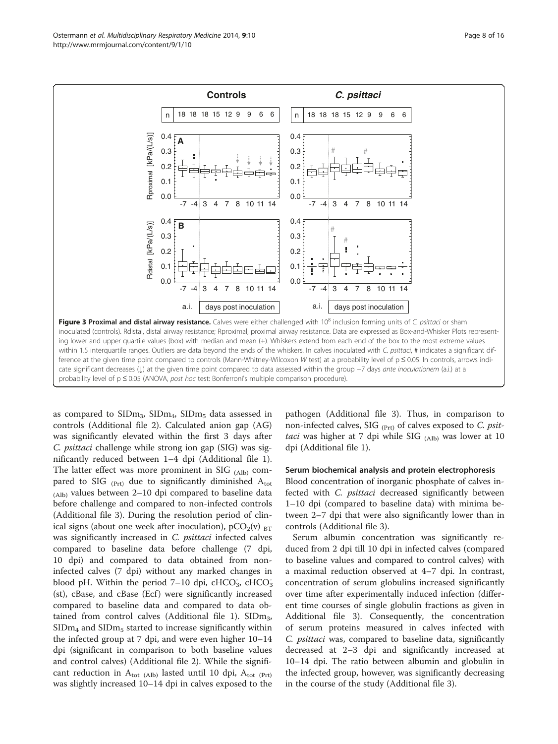**Figure 3 Proximal and distal airway resistance.** Calves were either challenged with $10^8$ inclusion forming units of *C. psittaci* or sham inoculated (controls). Rdistal, distal airway resistance; Rproximal, proximal airway resistance. Data are expressed as Box-and-Whisker Plots representing lower and upper quartile values (box) with median and mean (+). Whiskers extend from each end of the box to the most extreme values within 1.5 interquartile ranges. Outliers are data beyond the ends of the whiskers. In calves inoculated with *C. psittaci*, # indicates a significant difference at the given time point compared to controls (Mann-Whitney-Wilcoxon *W* test) at a probability level of p ≤ 0.05. In controls, arrows indicate significant decreases (↓) at the given time point compared to data assessed within the group −7 days *ante inoculationem* (a.i.) at a probability level of p ≤ 0.05 (ANOVA, *post hoc* test: Bonferroni's multiple comparison procedure).

as compared to $SIDm_3$, $SIDm_4$, $SIDm_5$ data assessed in controls (Additional file 2). Calculated anion gap (AG) was significantly elevated within the first 3 days after *C. psittaci* challenge while strong ion gap (SIG) was significantly reduced between 1–4 dpi (Additional file 1). The latter effect was more prominent in $SIG_{(Alb)}$ compared to $SIG_{(Prt)}$ due to significantly diminished $A_{tot\,(Alb)}$ values between 2–10 dpi compared to baseline data before challenge and compared to non-infected controls (Additional file 3). During the resolution period of clinical signs (about one week after inoculation), $pCO_2(v)_{BT}$ was significantly increased in *C. psittaci* infected calves compared to baseline data before challenge (7 dpi, 10 dpi) and compared to data obtained from non-infected calves (7 dpi) without any marked changes in blood pH. Within the period 7–10 dpi, $cHCO_3^-$, $cHCO_3^-$ (st), cBase, and cBase (Ecf) were significantly increased compared to baseline data and compared to data obtained from control calves (Additional file 1). $SIDm_3$, $SIDm_4$ and $SIDm_5$ started to increase significantly within the infected group at 7 dpi, and were even higher 10–14 dpi (significant in comparison to both baseline values and control calves) (Additional file 2). While the significant reduction in $A_{tot\,(Alb)}$ lasted until 10 dpi, $A_{tot\,(Prt)}$ was slightly increased 10–14 dpi in calves exposed to the pathogen (Additional file 3). Thus, in comparison to non-infected calves, $SIG_{(Prt)}$ of calves exposed to *C. psittaci* was higher at 7 dpi while $SIG_{(Alb)}$ was lower at 10 dpi (Additional file 1).

### Serum biochemical analysis and protein electrophoresis

Blood concentration of inorganic phosphate of calves infected with *C. psittaci* decreased significantly between 1–10 dpi (compared to baseline data) with minima between 2–7 dpi that were also significantly lower than in controls (Additional file 3).

Serum albumin concentration was significantly reduced from 2 dpi till 10 dpi in infected calves (compared to baseline values and compared to control calves) with a maximal reduction observed at 4–7 dpi. In contrast, concentration of serum globulins increased significantly over time after experimentally induced infection (different time courses of single globulin fractions as given in Additional file 3). Consequently, the concentration of serum proteins measured in calves infected with *C. psittaci* was, compared to baseline data, significantly decreased at 2–3 dpi and significantly increased at 10–14 dpi. The ratio between albumin and globulin in the infected group, however, was significantly decreasing in the course of the study (Additional file 3).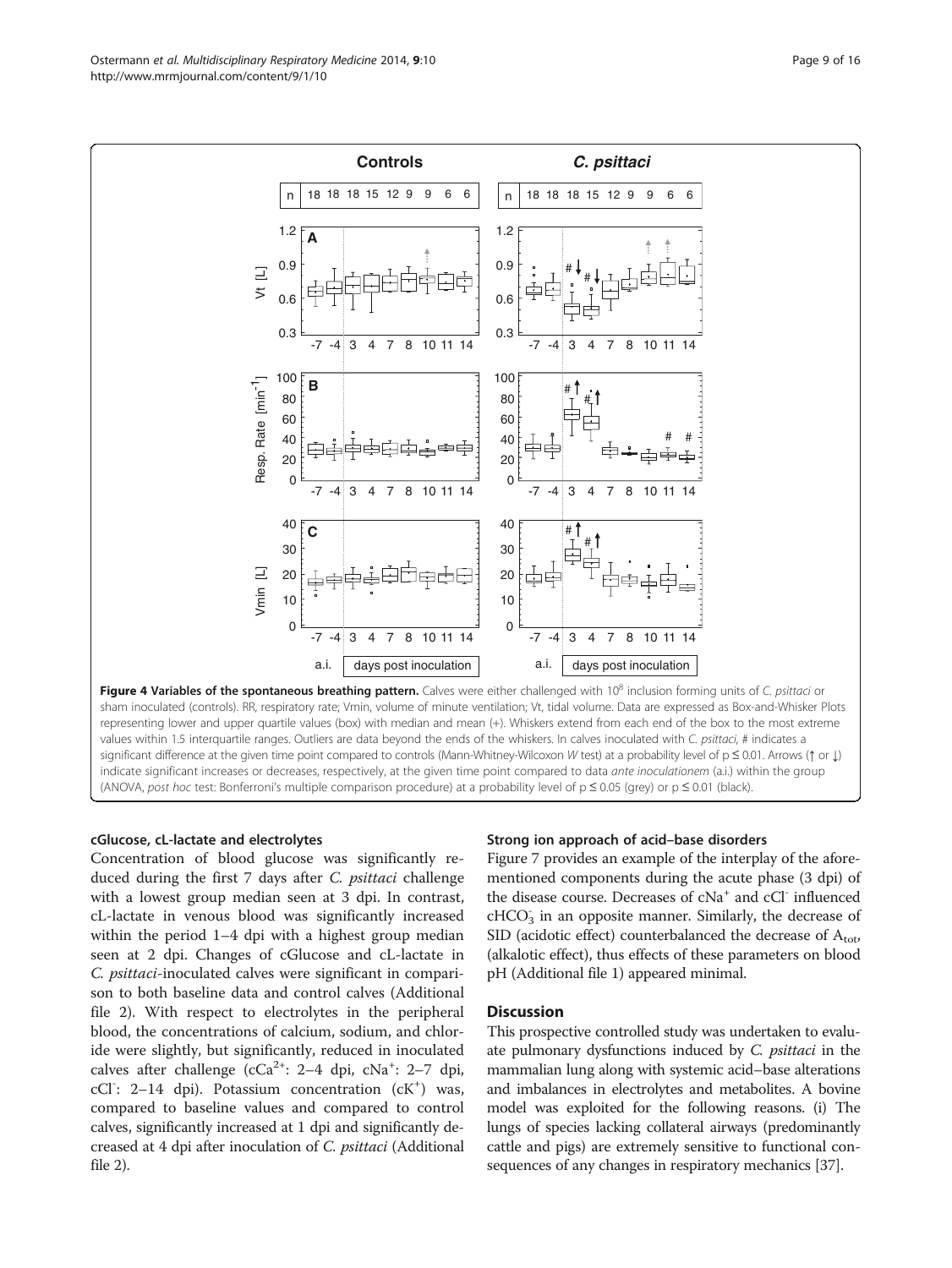**Figure 4 Variables of the spontaneous breathing pattern.** Calves were either challenged with $10^8$ inclusion forming units of *C. psittaci* or sham inoculated (controls). RR, respiratory rate; Vmin, volume of minute ventilation; Vt, tidal volume. Data are expressed as Box-and-Whisker Plots representing lower and upper quartile values (box) with median and mean (+). Whiskers extend from each end of the box to the most extreme values within 1.5 interquartile ranges. Outliers are data beyond the ends of the whiskers. In calves inoculated with *C. psittaci*, # indicates a significant difference at the given time point compared to controls (Mann-Whitney-Wilcoxon *W* test) at a probability level of $p \leq 0.01$. Arrows (↑ or ↓) indicate significant increases or decreases, respectively, at the given time point compared to data *ante inoculationem* (a.i.) within the group (ANOVA, *post hoc* test: Bonferroni's multiple comparison procedure) at a probability level of $p \leq 0.05$ (grey) or $p \leq 0.01$ (black).

### cGlucose, cL-lactate and electrolytes

Concentration of blood glucose was significantly reduced during the first 7 days after *C. psittaci* challenge with a lowest group median seen at 3 dpi. In contrast, cL-lactate in venous blood was significantly increased within the period 1–4 dpi with a highest group median seen at 2 dpi. Changes of cGlucose and cL-lactate in *C. psittaci*-inoculated calves were significant in comparison to both baseline data and control calves (Additional file 2). With respect to electrolytes in the peripheral blood, the concentrations of calcium, sodium, and chloride were slightly, but significantly, reduced in inoculated calves after challenge ($cCa^{2+}$: 2–4 dpi, $cNa^{+}$: 2–7 dpi, $cCl^{-}$: 2–14 dpi). Potassium concentration ($cK^{+}$) was, compared to baseline values and compared to control calves, significantly increased at 1 dpi and significantly decreased at 4 dpi after inoculation of *C. psittaci* (Additional file 2).

### Strong ion approach of acid–base disorders

Figure 7 provides an example of the interplay of the aforementioned components during the acute phase (3 dpi) of the disease course. Decreases of $cNa^{+}$ and $cCl^{-}$ influenced $cHCO_3$ in an opposite manner. Similarly, the decrease of SID (acidotic effect) counterbalanced the decrease of $A_{tot}$, (alkalotic effect), thus effects of these parameters on blood pH (Additional file 1) appeared minimal.

## Discussion

This prospective controlled study was undertaken to evaluate pulmonary dysfunctions induced by *C. psittaci* in the mammalian lung along with systemic acid–base alterations and imbalances in electrolytes and metabolites. A bovine model was exploited for the following reasons. (i) The lungs of species lacking collateral airways (predominantly cattle and pigs) are extremely sensitive to functional consequences of any changes in respiratory mechanics [37].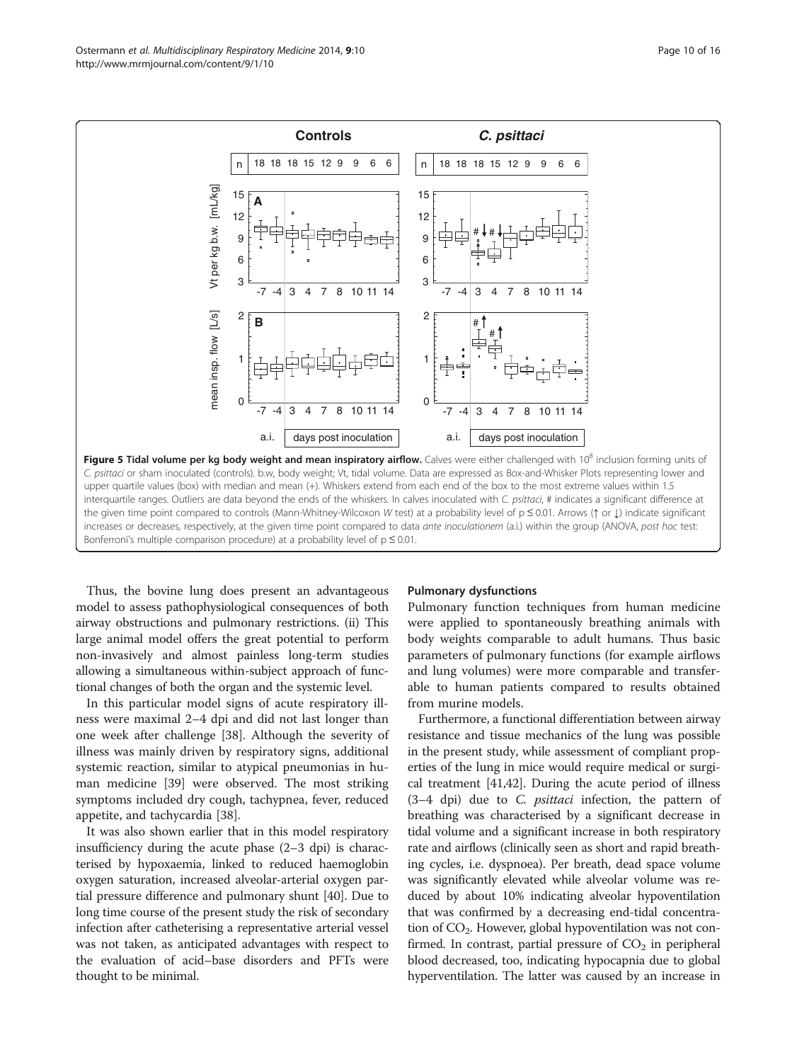**Figure 5 Tidal volume per kg body weight and mean inspiratory airflow.** Calves were either challenged with $10^8$ inclusion forming units of *C. psittaci* or sham inoculated (controls). b.w, body weight; Vt, tidal volume. Data are expressed as Box-and-Whisker Plots representing lower and upper quartile values (box) with median and mean (+). Whiskers extend from each end of the box to the most extreme values within 1.5 interquartile ranges. Outliers are data beyond the ends of the whiskers. In calves inoculated with *C. psittaci*, # indicates a significant difference at the given time point compared to controls (Mann-Whitney-Wilcoxon *W* test) at a probability level of p ≤ 0.01. Arrows (↑ or ↓) indicate significant increases or decreases, respectively, at the given time point compared to data *ante inoculationem* (a.i.) within the group (ANOVA, *post hoc* test: Bonferroni's multiple comparison procedure) at a probability level of p ≤ 0.01.

Thus, the bovine lung does present an advantageous model to assess pathophysiological consequences of both airway obstructions and pulmonary restrictions. (ii) This large animal model offers the great potential to perform non-invasively and almost painless long-term studies allowing a simultaneous within-subject approach of functional changes of both the organ and the systemic level.

In this particular model signs of acute respiratory illness were maximal 2–4 dpi and did not last longer than one week after challenge [38]. Although the severity of illness was mainly driven by respiratory signs, additional systemic reaction, similar to atypical pneumonias in human medicine [39] were observed. The most striking symptoms included dry cough, tachypnea, fever, reduced appetite, and tachycardia [38].

It was also shown earlier that in this model respiratory insufficiency during the acute phase (2–3 dpi) is characterised by hypoxaemia, linked to reduced haemoglobin oxygen saturation, increased alveolar-arterial oxygen partial pressure difference and pulmonary shunt [40]. Due to long time course of the present study the risk of secondary infection after catheterising a representative arterial vessel was not taken, as anticipated advantages with respect to the evaluation of acid–base disorders and PFTs were thought to be minimal.

#### Pulmonary dysfunctions

Pulmonary function techniques from human medicine were applied to spontaneously breathing animals with body weights comparable to adult humans. Thus basic parameters of pulmonary functions (for example airflows and lung volumes) were more comparable and transferable to human patients compared to results obtained from murine models.

Furthermore, a functional differentiation between airway resistance and tissue mechanics of the lung was possible in the present study, while assessment of compliant properties of the lung in mice would require medical or surgical treatment [41,42]. During the acute period of illness (3–4 dpi) due to *C. psittaci* infection, the pattern of breathing was characterised by a significant decrease in tidal volume and a significant increase in both respiratory rate and airflows (clinically seen as short and rapid breathing cycles, i.e. dyspnoea). Per breath, dead space volume was significantly elevated while alveolar volume was reduced by about 10% indicating alveolar hypoventilation that was confirmed by a decreasing end-tidal concentration of $CO_2$. However, global hypoventilation was not confirmed. In contrast, partial pressure of $CO_2$ in peripheral blood decreased, too, indicating hypocapnia due to global hyperventilation. The latter was caused by an increase in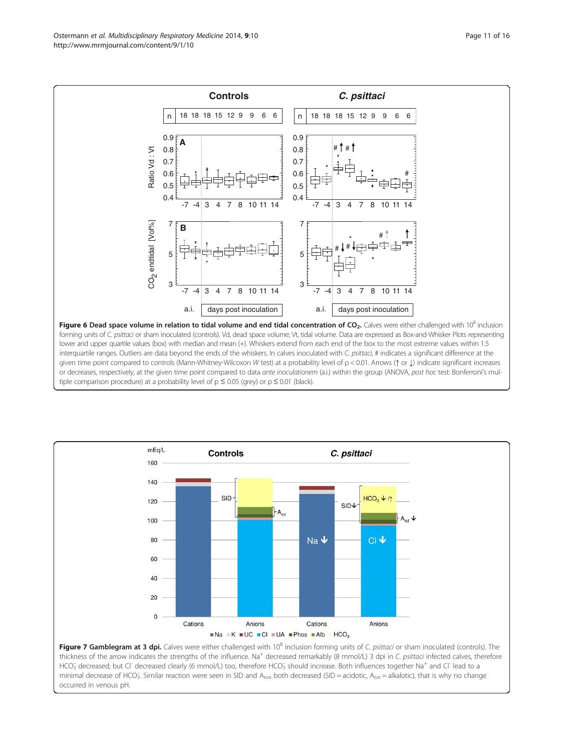**Figure 6 Dead space volume in relation to tidal volume and end tidal concentration of $CO_2$.** Calves were either challenged with $10^8$ inclusion forming units of *C. psittaci* or sham inoculated (controls). Vd, dead space volume; Vt, tidal volume. Data are expressed as Box-and-Whisker Plots representing lower and upper quartile values (box) with median and mean (+). Whiskers extend from each end of the box to the most extreme values within 1.5 interquartile ranges. Outliers are data beyond the ends of the whiskers. In calves inoculated with *C. psittaci*, # indicates a significant difference at the given time point compared to controls (Mann-Whitney-Wilcoxon *W* test) at a probability level of $p < 0.01$. Arrows (↑ or ↓) indicate significant increases or decreases, respectively, at the given time point compared to data *ante inoculationem* (a.i.) within the group (ANOVA, *post hoc* test: Bonferroni's multiple comparison procedure) at a probability level of $p \leq 0.05$ (grey) or $p \leq 0.01$ (black).

**Figure 7 Gamblegram at 3 dpi.** Calves were either challenged with $10^8$ inclusion forming units of *C. psittaci* or sham inoculated (controls). The thickness of the arrow indicates the strengths of the influence. $Na^+$ decreased remarkably (8 mmol/L) 3 dpi in *C. psittaci* infected calves, therefore $HCO_3^-$ decreased; but $Cl^-$ decreased clearly (6 mmol/L) too, therefore $HCO_3^-$ should increase. Both influences together $Na^+$ and $Cl^-$ lead to a minimal decrease of $HCO_3^-$. Similar reaction were seen in SID and $A_{tot}$, both decreased (SID = acidotic, $A_{tot}$ = alkalotic), that is why no change occurred in venous pH.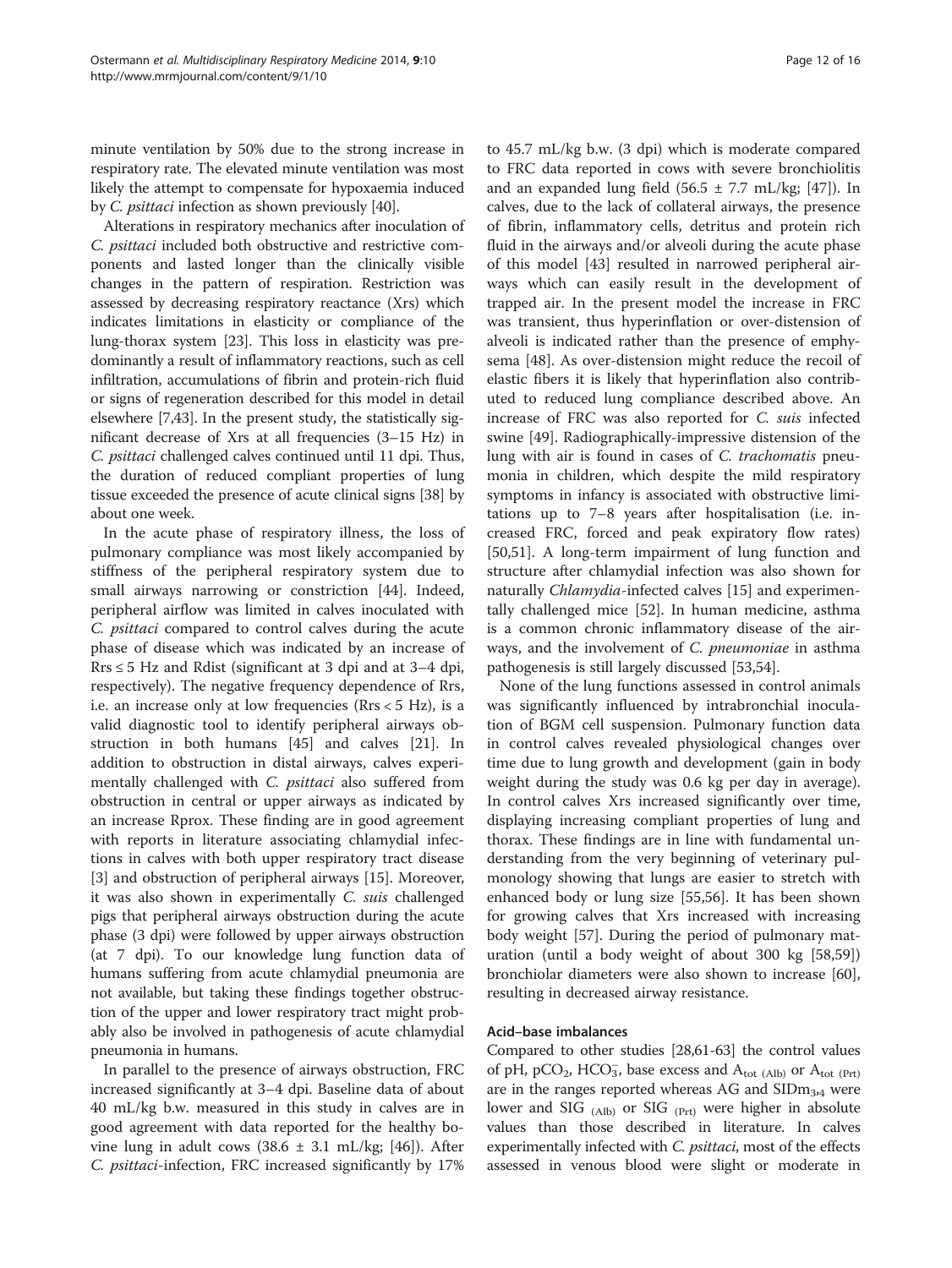minute ventilation by 50% due to the strong increase in respiratory rate. The elevated minute ventilation was most likely the attempt to compensate for hypoxaemia induced by *C. psittaci* infection as shown previously [40].

Alterations in respiratory mechanics after inoculation of *C. psittaci* included both obstructive and restrictive components and lasted longer than the clinically visible changes in the pattern of respiration. Restriction was assessed by decreasing respiratory reactance (Xrs) which indicates limitations in elasticity or compliance of the lung-thorax system [23]. This loss in elasticity was predominantly a result of inflammatory reactions, such as cell infiltration, accumulations of fibrin and protein-rich fluid or signs of regeneration described for this model in detail elsewhere [7,43]. In the present study, the statistically significant decrease of Xrs at all frequencies (3–15 Hz) in *C. psittaci* challenged calves continued until 11 dpi. Thus, the duration of reduced compliant properties of lung tissue exceeded the presence of acute clinical signs [38] by about one week.

In the acute phase of respiratory illness, the loss of pulmonary compliance was most likely accompanied by stiffness of the peripheral respiratory system due to small airways narrowing or constriction [44]. Indeed, peripheral airflow was limited in calves inoculated with *C. psittaci* compared to control calves during the acute phase of disease which was indicated by an increase of Rrs ≤ 5 Hz and Rdist (significant at 3 dpi and at 3–4 dpi, respectively). The negative frequency dependence of Rrs, i.e. an increase only at low frequencies (Rrs < 5 Hz), is a valid diagnostic tool to identify peripheral airways obstruction in both humans [45] and calves [21]. In addition to obstruction in distal airways, calves experimentally challenged with *C. psittaci* also suffered from obstruction in central or upper airways as indicated by an increase Rprox. These finding are in good agreement with reports in literature associating chlamydial infections in calves with both upper respiratory tract disease [3] and obstruction of peripheral airways [15]. Moreover, it was also shown in experimentally *C. suis* challenged pigs that peripheral airways obstruction during the acute phase (3 dpi) were followed by upper airways obstruction (at 7 dpi). To our knowledge lung function data of humans suffering from acute chlamydial pneumonia are not available, but taking these findings together obstruction of the upper and lower respiratory tract might probably also be involved in pathogenesis of acute chlamydial pneumonia in humans.

In parallel to the presence of airways obstruction, FRC increased significantly at 3–4 dpi. Baseline data of about 40 mL/kg b.w. measured in this study in calves are in good agreement with data reported for the healthy bovine lung in adult cows (38.6 ± 3.1 mL/kg; [46]). After *C. psittaci*-infection, FRC increased significantly by 17% to 45.7 mL/kg b.w. (3 dpi) which is moderate compared to FRC data reported in cows with severe bronchiolitis and an expanded lung field (56.5 ± 7.7 mL/kg; [47]). In calves, due to the lack of collateral airways, the presence of fibrin, inflammatory cells, detritus and protein rich fluid in the airways and/or alveoli during the acute phase of this model [43] resulted in narrowed peripheral airways which can easily result in the development of trapped air. In the present model the increase in FRC was transient, thus hyperinflation or over-distension of alveoli is indicated rather than the presence of emphysema [48]. As over-distension might reduce the recoil of elastic fibers it is likely that hyperinflation also contributed to reduced lung compliance described above. An increase of FRC was also reported for *C. suis* infected swine [49]. Radiographically-impressive distension of the lung with air is found in cases of *C. trachomatis* pneumonia in children, which despite the mild respiratory symptoms in infancy is associated with obstructive limitations up to 7–8 years after hospitalisation (i.e. increased FRC, forced and peak expiratory flow rates) [50,51]. A long-term impairment of lung function and structure after chlamydial infection was also shown for naturally *Chlamydia*-infected calves [15] and experimentally challenged mice [52]. In human medicine, asthma is a common chronic inflammatory disease of the airways, and the involvement of *C. pneumoniae* in asthma pathogenesis is still largely discussed [53,54].

None of the lung functions assessed in control animals was significantly influenced by intrabronchial inoculation of BGM cell suspension. Pulmonary function data in control calves revealed physiological changes over time due to lung growth and development (gain in body weight during the study was 0.6 kg per day in average). In control calves Xrs increased significantly over time, displaying increasing compliant properties of lung and thorax. These findings are in line with fundamental understanding from the very beginning of veterinary pulmonology showing that lungs are easier to stretch with enhanced body or lung size [55,56]. It has been shown for growing calves that Xrs increased with increasing body weight [57]. During the period of pulmonary maturation (until a body weight of about 300 kg [58,59]) bronchiolar diameters were also shown to increase [60], resulting in decreased airway resistance.

#### Acid–base imbalances

Compared to other studies [28,61-63] the control values of pH, $pCO_2$, $HCO_3^-$, base excess and $A_{tot\ (Alb)}$ or $A_{tot\ (Prt)}$ are in the ranges reported whereas AG and $SIDm_{3,4}$ were lower and $SIG_{\ (Alb)}$ or $SIG_{\ (Prt)}$ were higher in absolute values than those described in literature. In calves experimentally infected with *C. psittaci*, most of the effects assessed in venous blood were slight or moderate in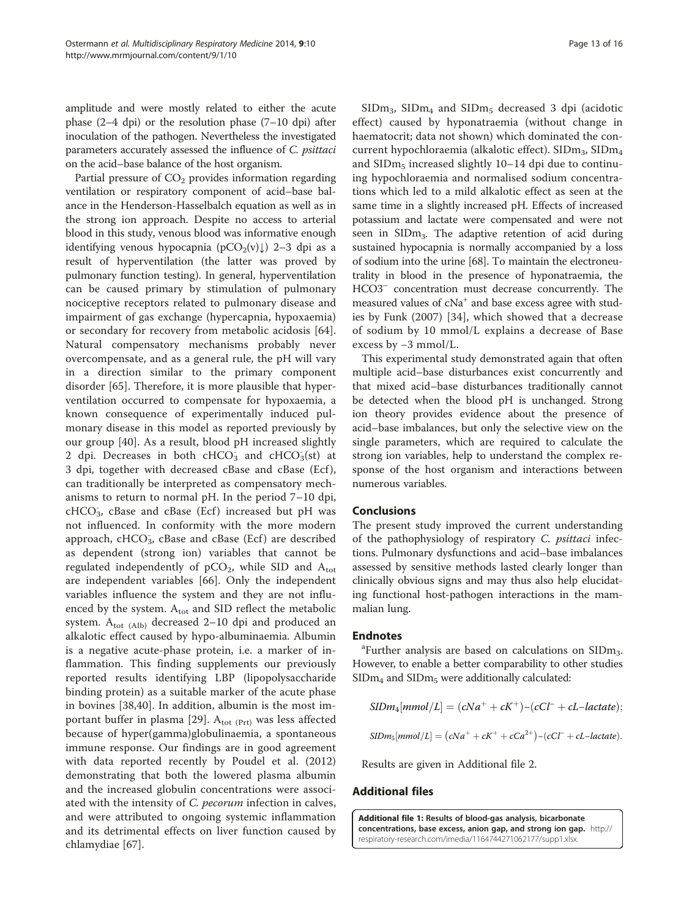amplitude and were mostly related to either the acute phase (2–4 dpi) or the resolution phase (7–10 dpi) after inoculation of the pathogen. Nevertheless the investigated parameters accurately assessed the influence of *C. psittaci* on the acid–base balance of the host organism.

Partial pressure of $CO_2$ provides information regarding ventilation or respiratory component of acid–base balance in the Henderson-Hasselbalch equation as well as in the strong ion approach. Despite no access to arterial blood in this study, venous blood was informative enough identifying venous hypocapnia ($pCO_2(v)\downarrow$) 2–3 dpi as a result of hyperventilation (the latter was proved by pulmonary function testing). In general, hyperventilation can be caused primary by stimulation of pulmonary nociceptive receptors related to pulmonary disease and impairment of gas exchange (hypercapnia, hypoxaemia) or secondary for recovery from metabolic acidosis [64]. Natural compensatory mechanisms probably never overcompensate, and as a general rule, the pH will vary in a direction similar to the primary component disorder [65]. Therefore, it is more plausible that hyperventilation occurred to compensate for hypoxaemia, a known consequence of experimentally induced pulmonary disease in this model as reported previously by our group [40]. As a result, blood pH increased slightly 2 dpi. Decreases in both $cHCO_3^-$ and $cHCO_3^-(st)$ at 3 dpi, together with decreased cBase and cBase (Ecf), can traditionally be interpreted as compensatory mechanisms to return to normal pH. In the period 7–10 dpi, $cHCO_3^-$, cBase and cBase (Ecf) increased but pH was not influenced. In conformity with the more modern approach, $cHCO_3^-$, cBase and cBase (Ecf) are described as dependent (strong ion) variables that cannot be regulated independently of $pCO_2$, while SID and $A_{tot}$ are independent variables [66]. Only the independent variables influence the system and they are not influenced by the system. $A_{tot}$ and SID reflect the metabolic system. $A_{tot\ (Alb)}$ decreased 2–10 dpi and produced an alkalotic effect caused by hypo-albuminaemia. Albumin is a negative acute-phase protein, i.e. a marker of inflammation. This finding supplements our previously reported results identifying LBP (lipopolysaccharide binding protein) as a suitable marker of the acute phase in bovines [38,40]. In addition, albumin is the most important buffer in plasma [29]. $A_{tot\ (Prt)}$ was less affected because of hyper(gamma)globulinaemia, a spontaneous immune response. Our findings are in good agreement with data reported recently by Poudel et al. (2012) demonstrating that both the lowered plasma albumin and the increased globulin concentrations were associated with the intensity of *C. pecorum* infection in calves, and were attributed to ongoing systemic inflammation and its detrimental effects on liver function caused by chlamydiae [67].

$SIDm_3$, $SIDm_4$ and $SIDm_5$ decreased 3 dpi (acidotic effect) caused by hyponatraemia (without change in haematocrit; data not shown) which dominated the concurrent hypochloraemia (alkalotic effect). $SIDm_3$, $SIDm_4$ and $SIDm_5$ increased slightly 10–14 dpi due to continuing hypochloraemia and normalised sodium concentrations which led to a mild alkalotic effect as seen at the same time in a slightly increased pH. Effects of increased potassium and lactate were compensated and were not seen in $SIDm_3$. The adaptive retention of acid during sustained hypocapnia is normally accompanied by a loss of sodium into the urine [68]. To maintain the electroneutrality in blood in the presence of hyponatraemia, the $HCO3^-$ concentration must decrease concurrently. The measured values of $cNa^+$ and base excess agree with studies by Funk (2007) [34], which showed that a decrease of sodium by 10 mmol/L explains a decrease of Base excess by −3 mmol/L.

This experimental study demonstrated again that often multiple acid–base disturbances exist concurrently and that mixed acid–base disturbances traditionally cannot be detected when the blood pH is unchanged. Strong ion theory provides evidence about the presence of acid–base imbalances, but only the selective view on the single parameters, which are required to calculate the strong ion variables, help to understand the complex response of the host organism and interactions between numerous variables.

## Conclusions

The present study improved the current understanding of the pathophysiology of respiratory *C. psittaci* infections. Pulmonary dysfunctions and acid–base imbalances assessed by sensitive methods lasted clearly longer than clinically obvious signs and may thus also help elucidating functional host-pathogen interactions in the mammalian lung.

## Endnotes

[a]Further analysis are based on calculations on $SIDm_3$. However, to enable a better comparability to other studies $SIDm_4$ and $SIDm_5$ were additionally calculated:

$$SIDm_4[mmol/L] = (cNa^+ + cK^+) - (cCl^- + cL\text{–}lactate);$$

$$SIDm_5[mmol/L] = (cNa^+ + cK^+ + cCa^{2+}) - (cCl^- + cL\text{–}lactate).$$

Results are given in Additional file 2.

## Additional files

**Additional file 1: Results of blood-gas analysis, bicarbonate concentrations, base excess, anion gap, and strong ion gap.** http://respiratory-research.com/imedia/1164744271062177/supp1.xlsx.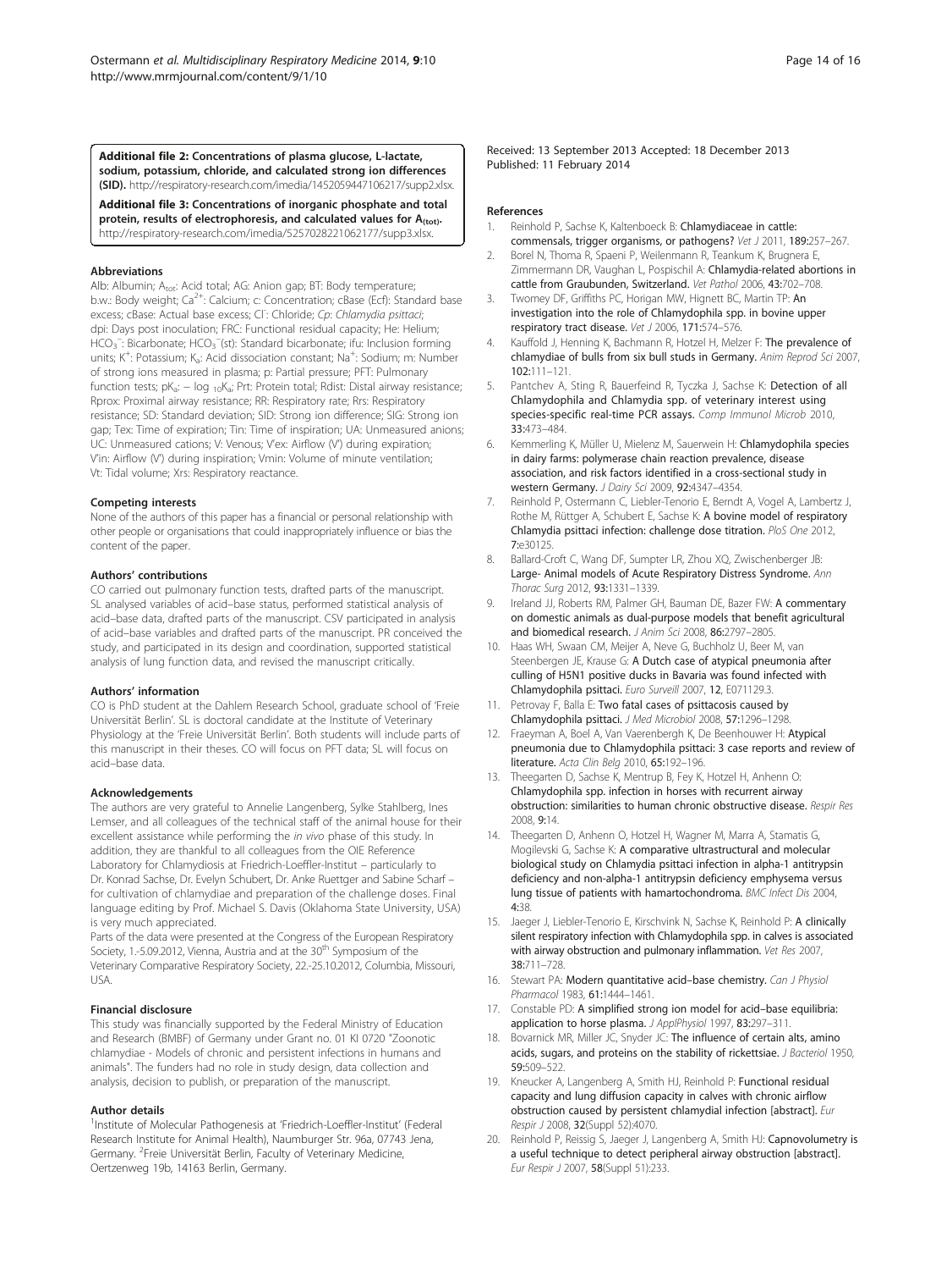**Additional file 2: Concentrations of plasma glucose, L-lactate, sodium, potassium, chloride, and calculated strong ion differences (SID).** http://respiratory-research.com/imedia/1452059447106217/supp2.xlsx.

**Additional file 3: Concentrations of inorganic phosphate and total protein, results of electrophoresis, and calculated values for $A_{(tot)}$.** http://respiratory-research.com/imedia/5257028221062177/supp3.xlsx.

### Abbreviations

Alb: Albumin; $A_{tot}$: Acid total; AG: Anion gap; BT: Body temperature; b.w.: Body weight; $Ca^{2+}$: Calcium; c: Concentration; cBase (Ecf): Standard base excess; cBase: Actual base excess; $Cl^-$: Chloride; *Cp*: *Chlamydia psittaci*; dpi: Days post inoculation; FRC: Functional residual capacity; He: Helium; $HCO_3^-$: Bicarbonate; $HCO_3^-$(st): Standard bicarbonate; ifu: Inclusion forming units; $K^+$: Potassium; $K_a$: Acid dissociation constant; $Na^+$: Sodium; m: Number of strong ions measured in plasma; p: Partial pressure; PFT: Pulmonary function tests; $pK_a$: $-\log_{10}K_a$; Prt: Protein total; Rdist: Distal airway resistance; Rprox: Proximal airway resistance; RR: Respiratory rate; Rrs: Respiratory resistance; SD: Standard deviation; SID: Strong ion difference; SIG: Strong ion gap; Tex: Time of expiration; Tin: Time of inspiration; UA: Unmeasured anions; UC: Unmeasured cations; V: Venous; V'ex: Airflow (V') during expiration; V'in: Airflow (V') during inspiration; Vmin: Volume of minute ventilation; Vt: Tidal volume; Xrs: Respiratory reactance.

### Competing interests

None of the authors of this paper has a financial or personal relationship with other people or organisations that could inappropriately influence or bias the content of the paper.

### Authors' contributions

CO carried out pulmonary function tests, drafted parts of the manuscript. SL analysed variables of acid–base status, performed statistical analysis of acid–base data, drafted parts of the manuscript. CSV participated in analysis of acid–base variables and drafted parts of the manuscript. PR conceived the study, and participated in its design and coordination, supported statistical analysis of lung function data, and revised the manuscript critically.

### Authors' information

CO is PhD student at the Dahlem Research School, graduate school of 'Freie Universität Berlin'. SL is doctoral candidate at the Institute of Veterinary Physiology at the 'Freie Universität Berlin'. Both students will include parts of this manuscript in their theses. CO will focus on PFT data; SL will focus on acid–base data.

### Acknowledgements

The authors are very grateful to Annelie Langenberg, Sylke Stahlberg, Ines Lemser, and all colleagues of the technical staff of the animal house for their excellent assistance while performing the *in vivo* phase of this study. In addition, they are thankful to all colleagues from the OIE Reference Laboratory for Chlamydiosis at Friedrich-Loeffler-Institut – particularly to Dr. Konrad Sachse, Dr. Evelyn Schubert, Dr. Anke Ruettger and Sabine Scharf – for cultivation of chlamydiae and preparation of the challenge doses. Final language editing by Prof. Michael S. Davis (Oklahoma State University, USA) is very much appreciated.

Parts of the data were presented at the Congress of the European Respiratory Society, 1.-5.09.2012, Vienna, Austria and at the 30th Symposium of the Veterinary Comparative Respiratory Society, 22.-25.10.2012, Columbia, Missouri, USA.

### Financial disclosure

This study was financially supported by the Federal Ministry of Education and Research (BMBF) of Germany under Grant no. 01 KI 0720 "Zoonotic chlamydiae - Models of chronic and persistent infections in humans and animals". The funders had no role in study design, data collection and analysis, decision to publish, or preparation of the manuscript.

### Author details

[1]Institute of Molecular Pathogenesis at 'Friedrich-Loeffler-Institut' (Federal Research Institute for Animal Health), Naumburger Str. 96a, 07743 Jena, Germany. [2]Freie Universität Berlin, Faculty of Veterinary Medicine, Oertzenweg 19b, 14163 Berlin, Germany.

Received: 13 September 2013 Accepted: 18 December 2013
Published: 11 February 2014

### References

1. Reinhold P, Sachse K, Kaltenboeck B: **Chlamydiaceae in cattle: commensals, trigger organisms, or pathogens?** *Vet J* 2011, **189:**257–267.
2. Borel N, Thoma R, Spaeni P, Weilenmann R, Teankum K, Brugnera E, Zimmermann DR, Vaughan L, Pospischil A: **Chlamydia-related abortions in cattle from Graubunden, Switzerland.** *Vet Pathol* 2006, **43:**702–708.
3. Twomey DF, Griffiths PC, Horigan MW, Hignett BC, Martin TP: **An investigation into the role of Chlamydophila spp. in bovine upper respiratory tract disease.** *Vet J* 2006, **171:**574–576.
4. Kauffold J, Henning K, Bachmann R, Hotzel H, Melzer F: **The prevalence of chlamydiae of bulls from six bull studs in Germany.** *Anim Reprod Sci* 2007, **102:**111–121.
5. Pantchev A, Sting R, Bauerfeind R, Tyczka J, Sachse K: **Detection of all Chlamydophila and Chlamydia spp. of veterinary interest using species-specific real-time PCR assays.** *Comp Immunol Microb* 2010, **33:**473–484.
6. Kemmerling K, Müller U, Mielenz M, Sauerwein H: **Chlamydophila species in dairy farms: polymerase chain reaction prevalence, disease association, and risk factors identified in a cross-sectional study in western Germany.** *J Dairy Sci* 2009, **92:**4347–4354.
7. Reinhold P, Ostermann C, Liebler-Tenorio E, Berndt A, Vogel A, Lambertz J, Rothe M, Rüttger A, Schubert E, Sachse K: **A bovine model of respiratory Chlamydia psittaci infection: challenge dose titration.** *PloS One* 2012, **7:**e30125.
8. Ballard-Croft C, Wang DF, Sumpter LR, Zhou XQ, Zwischenberger JB: **Large- Animal models of Acute Respiratory Distress Syndrome.** *Ann Thorac Surg* 2012, **93:**1331–1339.
9. Ireland JJ, Roberts RM, Palmer GH, Bauman DE, Bazer FW: **A commentary on domestic animals as dual-purpose models that benefit agricultural and biomedical research.** *J Anim Sci* 2008, **86:**2797–2805.
10. Haas WH, Swaan CM, Meijer A, Neve G, Buchholz U, Beer M, van Steenbergen JE, Krause G: **A Dutch case of atypical pneumonia after culling of H5N1 positive ducks in Bavaria was found infected with Chlamydophila psittaci.** *Euro Surveill* 2007, **12**, E071129.3.
11. Petrovay F, Balla E: **Two fatal cases of psittacosis caused by Chlamydophila psittaci.** *J Med Microbiol* 2008, **57:**1296–1298.
12. Fraeyman A, Boel A, Van Vaerenbergh K, De Beenhouwer H: **Atypical pneumonia due to Chlamydophila psittaci: 3 case reports and review of literature.** *Acta Clin Belg* 2010, **65:**192–196.
13. Theegarten D, Sachse K, Mentrup B, Fey K, Hotzel H, Anhenn O: **Chlamydophila spp. infection in horses with recurrent airway obstruction: similarities to human chronic obstructive disease.** *Respir Res* 2008, **9:**14.
14. Theegarten D, Anhenn O, Hotzel H, Wagner M, Marra A, Stamatis G, Mogilevski G, Sachse K: **A comparative ultrastructural and molecular biological study on Chlamydia psittaci infection in alpha-1 antitrypsin deficiency and non-alpha-1 antitrypsin deficiency emphysema versus lung tissue of patients with hamartochondroma.** *BMC Infect Dis* 2004, **4:**38.
15. Jaeger J, Liebler-Tenorio E, Kirschvink N, Sachse K, Reinhold P: **A clinically silent respiratory infection with Chlamydophila spp. in calves is associated with airway obstruction and pulmonary inflammation.** *Vet Res* 2007, **38:**711–728.
16. Stewart PA: **Modern quantitative acid–base chemistry.** *Can J Physiol Pharmacol* 1983, **61:**1444–1461.
17. Constable PD: **A simplified strong ion model for acid–base equilibria: application to horse plasma.** *J ApplPhysiol* 1997, **83:**297–311.
18. Bovarnick MR, Miller JC, Snyder JC: **The influence of certain alts, amino acids, sugars, and proteins on the stability of rickettsiae.** *J Bacteriol* 1950, **59:**509–522.
19. Kneucker A, Langenberg A, Smith HJ, Reinhold P: **Functional residual capacity and lung diffusion capacity in calves with chronic airflow obstruction caused by persistent chlamydial infection [abstract].** *Eur Respir J* 2008, **32**(Suppl 52):4070.
20. Reinhold P, Reissig S, Jaeger J, Langenberg A, Smith HJ: **Capnovolumetry is a useful technique to detect peripheral airway obstruction [abstract].** *Eur Respir J* 2007, **58**(Suppl 51):233.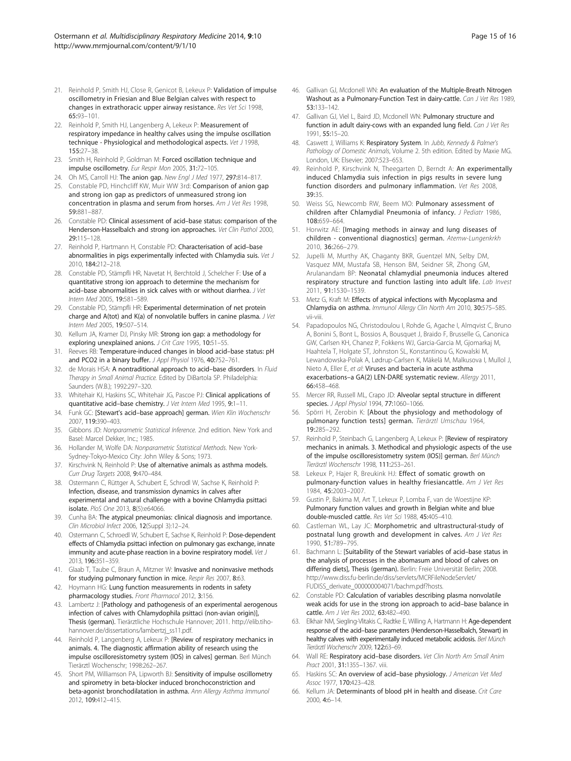21. Reinhold P, Smith HJ, Close R, Genicot B, Lekeux P: **Validation of impulse oscillometry in Friesian and Blue Belgian calves with respect to changes in extrathoracic upper airway resistance.** *Res Vet Sci* 1998, **65:**93–101.
22. Reinhold P, Smith HJ, Langenberg A, Lekeux P: **Measurement of respiratory impedance in healthy calves using the impulse oscillation technique - Physiological and methodological aspects.** *Vet J* 1998, **155:**27–38.
23. Smith H, Reinhold P, Goldman M: **Forced oscillation technique and impulse oscillometry.** *Eur Respir Mon* 2005, **31:**72–105.
24. Oh MS, Carroll HJ: **The anion gap.** *New Engl J Med* 1977, **297:**814–817.
25. Constable PD, Hinchcliff KW, Muir WW 3rd: **Comparison of anion gap and strong ion gap as predictors of unmeasured strong ion concentration in plasma and serum from horses.** *Am J Vet Res* 1998, **59:**881–887.
26. Constable PD: **Clinical assessment of acid–base status: comparison of the Henderson-Hasselbalch and strong ion approaches.** *Vet Clin Pathol* 2000, **29:**115–128.
27. Reinhold P, Hartmann H, Constable PD: **Characterisation of acid–base abnormalities in pigs experimentally infected with Chlamydia suis.** *Vet J* 2010, **184:**212–218.
28. Constable PD, Stämpfli HR, Navetat H, Berchtold J, Schelcher F: **Use of a quantitative strong ion approach to determine the mechanism for acid–base abnormalities in sick calves with or without diarrhea.** *J Vet Intern Med* 2005, **19:**581–589.
29. Constable PD, Stämpfli HR: **Experimental determination of net protein charge and A(tot) and K(a) of nonvolatile buffers in canine plasma.** *J Vet Intern Med* 2005, **19:**507–514.
30. Kellum JA, Kramer DJ, Pinsky MR: **Strong ion gap: a methodology for exploring unexplained anions.** *J Crit Care* 1995, **10:**51–55.
31. Reeves RB: **Temperature-induced changes in blood acid–base status: pH and PCO2 in a binary buffer.** *J Appl Physiol* 1976, **40:**752–761.
32. de Morais HSA: **A nontraditional approach to acid–base disorders.** In *Fluid Therapy in Small Animal Practice.* Edited by DiBartola SP. Philadelphia: Saunders (W.B.); 1992:297–320.
33. Whitehair KJ, Haskins SC, Whitehair JG, Pascoe PJ: **Clinical applications of quantitative acid–base chemistry.** *J Vet Intern Med* 1995, **9:**1–11.
34. Funk GC: **[Stewart's acid–base approach] german.** *Wien Klin Wochenschr* 2007, **119:**390–403.
35. Gibbons JD: *Nonparametric Statistical Inference.* 2nd edition. New York and Basel: Marcel Dekker, Inc.; 1985.
36. Hollander M, Wolfe DA: *Nonparametric Statistical Methods.* New York-Sydney-Tokyo-Mexico City: John Wiley & Sons; 1973.
37. Kirschvink N, Reinhold P: **Use of alternative animals as asthma models.** *Curr Drug Targets* 2008, **9:**470–484.
38. Ostermann C, Rüttger A, Schubert E, Schrodl W, Sachse K, Reinhold P: **Infection, disease, and transmission dynamics in calves after experimental and natural challenge with a bovine Chlamydia psittaci isolate.** *PloS One* 2013, **8**(5):e64066.
39. Cunha BA: **The atypical pneumonias: clinical diagnosis and importance.** *Clin Microbiol Infect* 2006, **12**(Suppl 3):12–24.
40. Ostermann C, Schroedl W, Schubert E, Sachse K, Reinhold P: **Dose-dependent effects of Chlamydia psittaci infection on pulmonary gas exchange, innate immunity and acute-phase reaction in a bovine respiratory model.** *Vet J* 2013, **196:**351–359.
41. Glaab T, Taube C, Braun A, Mitzner W: **Invasive and noninvasive methods for studying pulmonary function in mice.** *Respir Res* 2007, **8:**63.
42. Hoymann HG: **Lung function measurements in rodents in safety pharmacology studies.** *Front Pharmacol* 2012, **3:**156.
43. Lambertz J: **[Pathology and pathogenesis of an experimental aerogenous infection of calves with Chlamydophila psittaci (non-avian origin)], Thesis (german).** Tierärztliche Hochschule Hannover; 2011. http://elib.tiho-hannover.de/dissertations/lambertzj_ss11.pdf.
44. Reinhold P, Langenberg A, Lekeux P: **[Review of respiratory mechanics in animals. 4. The diagnostic affirmation ability of research using the impulse oscilloresistometry system (IOS) in calves] german.** Berl Münch Tierärztl Wochenschr; 1998:262–267.
45. Short PM, Williamson PA, Lipworth BJ: **Sensitivity of impulse oscillometry and spirometry in beta-blocker induced bronchoconstriction and beta-agonist bronchodilatation in asthma.** *Ann Allergy Asthma Immunol* 2012, **109:**412–415.
46. Gallivan GJ, Mcdonell WN: **An evaluation of the Multiple-Breath Nitrogen Washout as a Pulmonary-Function Test in dairy-cattle.** *Can J Vet Res* 1989, **53:**133–142.
47. Gallivan GJ, Viel L, Baird JD, Mcdonell WN: **Pulmonary structure and function in adult dairy-cows with an expanded lung field.** *Can J Vet Res* 1991, **55:**15–20.
48. Caswett J, Williams K: **Respiratory System.** In *Jubb, Kennedy & Palmer's Pathology of Domestic Animals*, Volume 2. 5th edition. Edited by Maxie MG. London, UK: Elsevier; 2007:523–653.
49. Reinhold P, Kirschvink N, Theegarten D, Berndt A: **An experimentally induced Chlamydia suis infection in pigs results in severe lung function disorders and pulmonary inflammation.** *Vet Res* 2008, **39:**35.
50. Weiss SG, Newcomb RW, Beem MO: **Pulmonary assessment of children after Chlamydial Pneumonia of infancy.** *J Pediatr* 1986, **108:**659–664.
51. Horwitz AE: **[Imaging methods in airway and lung diseases of children - conventional diagnostics] german.** *Atemw-Lungenkrkh* 2010, **36:**266–279.
52. Jupelli M, Murthy AK, Chaganty BKR, Guentzel MN, Selby DM, Vasquez MM, Mustafa SB, Henson BM, Seidner SR, Zhong GM, Arulanandam BP: **Neonatal chlamydial pneumonia induces altered respiratory structure and function lasting into adult life.** *Lab Invest* 2011, **91:**1530–1539.
53. Metz G, Kraft M: **Effects of atypical infections with Mycoplasma and Chlamydia on asthma.** *Immunol Allergy Clin North Am* 2010, **30:**575–585. vii-viii.
54. Papadopoulos NG, Christodoulou I, Rohde G, Agache I, Almqvist C, Bruno A, Bonini S, Bont L, Bossios A, Bousquet J, Braido F, Brusselle G, Canonica GW, Carlsen KH, Chanez P, Fokkens WJ, Garcia-Garcia M, Gjomarkaj M, Haahtela T, Holgate ST, Johnston SL, Konstantinou G, Kowalski M, Lewandowska-Polak A, Lødrup-Carlsen K, Mäkelä M, Malkusova I, Mullol J, Nieto A, Eller E, *et al*: **Viruses and bacteria in acute asthma exacerbations–a GA(2) LEN-DARE systematic review.** *Allergy* 2011, **66:**458–468.
55. Mercer RR, Russell ML, Crapo JD: **Alveolar septal structure in different species.** *J Appl Physiol* 1994, **77:**1060–1066.
56. Spörri H, Zerobin K: **[About the physiology and methodology of pulmonary function tests] german.** *Tierärztl Umschau* 1964, **19:**285–292.
57. Reinhold P, Steinbach G, Langenberg A, Lekeux P: **[Review of respiratory mechanics in animals. 3. Methodical and physiologic aspects of the use of the impulse oscilloresistometry system (IOS)] german.** *Berl Münch Tierärztl Wochenschr* 1998, **111:**253–261.
58. Lekeux P, Hajer R, Breukink HJ: **Effect of somatic growth on pulmonary-function values in healthy friesiancattle.** *Am J Vet Res* 1984, **45:**2003–2007.
59. Gustin P, Bakima M, Art T, Lekeux P, Lomba F, van de Woestijne KP: **Pulmonary function values and growth in Belgian white and blue double-muscled cattle.** *Res Vet Sci* 1988, **45:**405–410.
60. Castleman WL, Lay JC: **Morphometric and ultrastructural-study of postnatal lung growth and development in calves.** *Am J Vet Res* 1990, **51:**789–795.
61. Bachmann L: **[Suitability of the Stewart variables of acid–base status in the analysis of processes in the abomasum and blood of calves on differing diets], Thesis (german).** Berlin: Freie Universität Berlin; 2008. http://www.diss.fu-berlin.de/diss/servlets/MCRFileNodeServlet/FUDISS_derivate_000000004071/bachm.pdf?hosts.
62. Constable PD: **Calculation of variables describing plasma nonvolatile weak acids for use in the strong ion approach to acid–base balance in cattle.** *Am J Vet Res* 2002, **63:**482–490.
63. Elkhair NM, Siegling-Vlitakis C, Radtke E, Willing A, Hartmann H: **Age-dependent response of the acid–base parameters (Henderson-Hasselbalch, Stewart) in healthy calves with experimentally induced metabolic acidosis.** *Berl Münch Tierärztl Wochenschr* 2009, **122:**63–69.
64. Wall RE: **Respiratory acid–base disorders.** *Vet Clin North Am Small Anim Pract* 2001, **31:**1355–1367. viii.
65. Haskins SC: **An overview of acid–base physiology.** *J American Vet Med Assoc* 1977, **170:**423–428.
66. Kellum JA: **Determinants of blood pH in health and disease.** *Crit Care* 2000, **4:**6–14.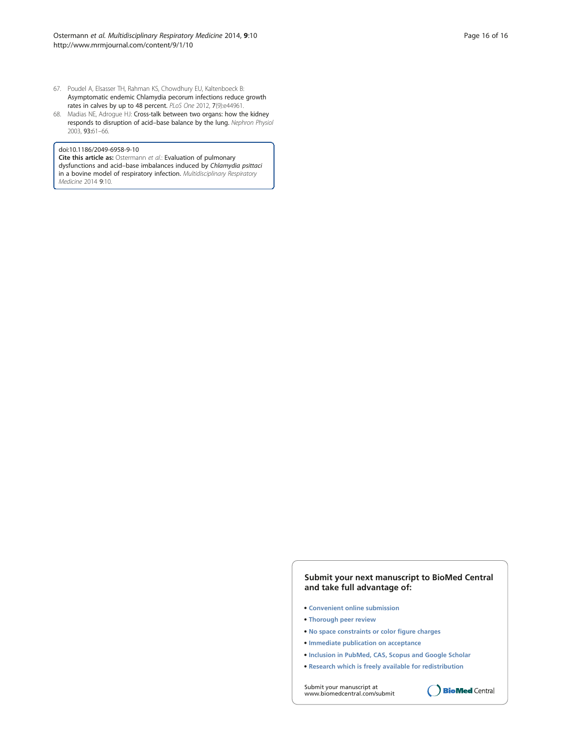67. Poudel A, Elsasser TH, Rahman KS, Chowdhury EU, Kaltenboeck B: **Asymptomatic endemic Chlamydia pecorum infections reduce growth rates in calves by up to 48 percent.** *PLoS One* 2012, **7**(9):e44961.
68. Madias NE, Adrogue HJ: **Cross-talk between two organs: how the kidney responds to disruption of acid–base balance by the lung.** *Nephron Physiol* 2003, **93:**61–66.

doi:10.1186/2049-6958-9-10
**Cite this article as:** Ostermann *et al.*: Evaluation of pulmonary dysfunctions and acid–base imbalances induced by *Chlamydia psittaci* in a bovine model of respiratory infection. *Multidisciplinary Respiratory Medicine* 2014 **9**:10.

**Submit your next manuscript to BioMed Central and take full advantage of:**

- **Convenient online submission**
- **Thorough peer review**
- **No space constraints or color figure charges**
- **Immediate publication on acceptance**
- **Inclusion in PubMed, CAS, Scopus and Google Scholar**
- **Research which is freely available for redistribution**

Submit your manuscript at
www.biomedcentral.com/submit

BioMed Central